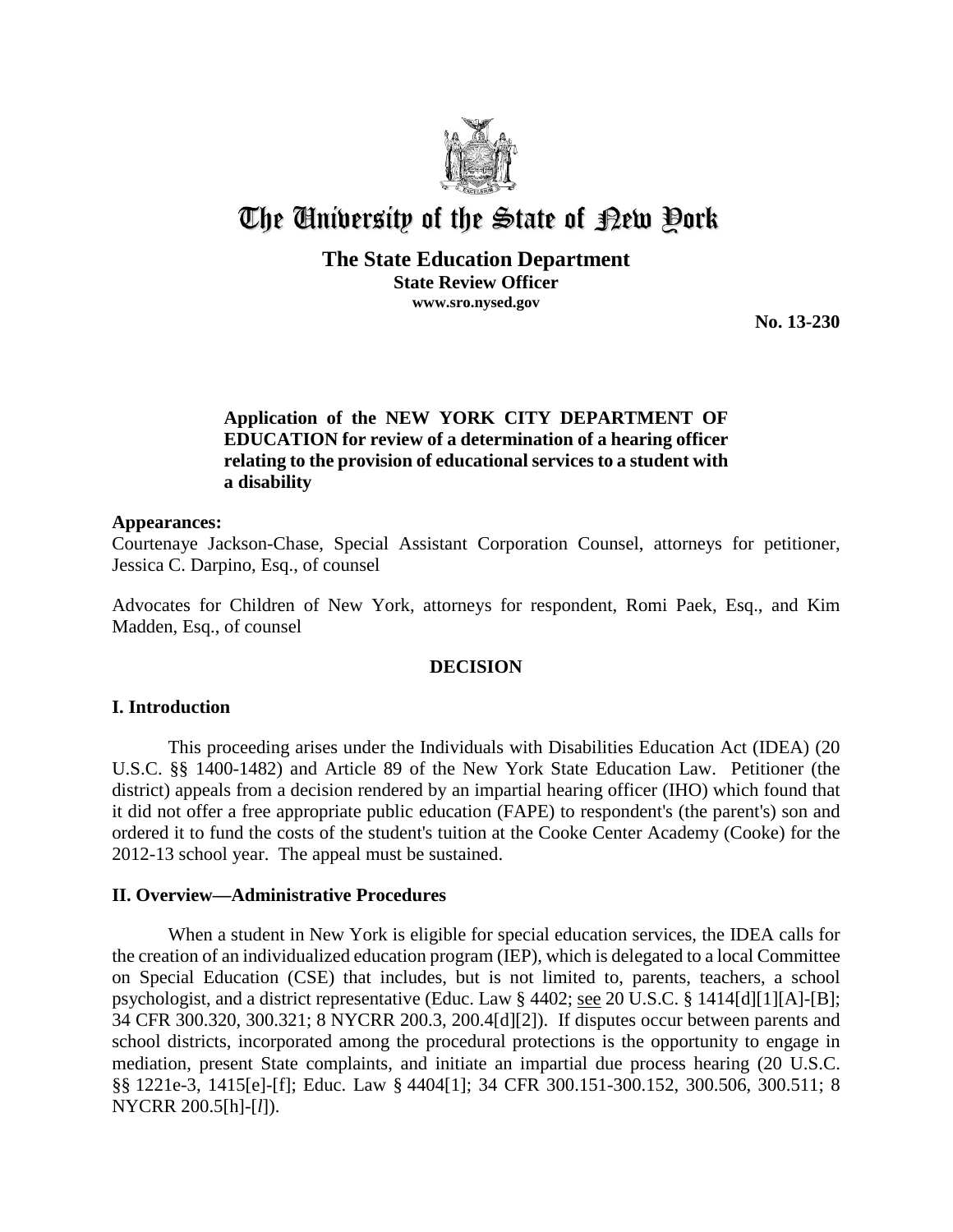# The University of the State of New York

## The State Education Department

**State Review Officer**

**www.sro.nysed.gov**

**No. 13-230**

**Application of the NEW YORK CITY DEPARTMENT OF EDUCATION for review of a determination of a hearing officer relating to the provision of educational services to a student with a disability**

**Appearances:**

Courtenaye Jackson-Chase, Special Assistant Corporation Counsel, attorneys for petitioner, Jessica C. Darpino, Esq., of counsel

Advocates for Children of New York, attorneys for respondent, Romi Paek, Esq., and Kim Madden, Esq., of counsel

**DECISION**

## I. Introduction

This proceeding arises under the Individuals with Disabilities Education Act (IDEA) (20 U.S.C. §§ 1400-1482) and Article 89 of the New York State Education Law. Petitioner (the district) appeals from a decision rendered by an impartial hearing officer (IHO) which found that it did not offer a free appropriate public education (FAPE) to respondent's (the parent's) son and ordered it to fund the costs of the student's tuition at the Cooke Center Academy (Cooke) for the 2012-13 school year. The appeal must be sustained.

## II. Overview—Administrative Procedures

When a student in New York is eligible for special education services, the IDEA calls for the creation of an individualized education program (IEP), which is delegated to a local Committee on Special Education (CSE) that includes, but is not limited to, parents, teachers, a school psychologist, and a district representative (Educ. Law § 4402; see 20 U.S.C. § 1414[d][1][A]-[B]; 34 CFR 300.320, 300.321; 8 NYCRR 200.3, 200.4[d][2]). If disputes occur between parents and school districts, incorporated among the procedural protections is the opportunity to engage in mediation, present State complaints, and initiate an impartial due process hearing (20 U.S.C. §§ 1221e-3, 1415[e]-[f]; Educ. Law § 4404[1]; 34 CFR 300.151-300.152, 300.506, 300.511; 8 NYCRR 200.5[h]-[*l*]).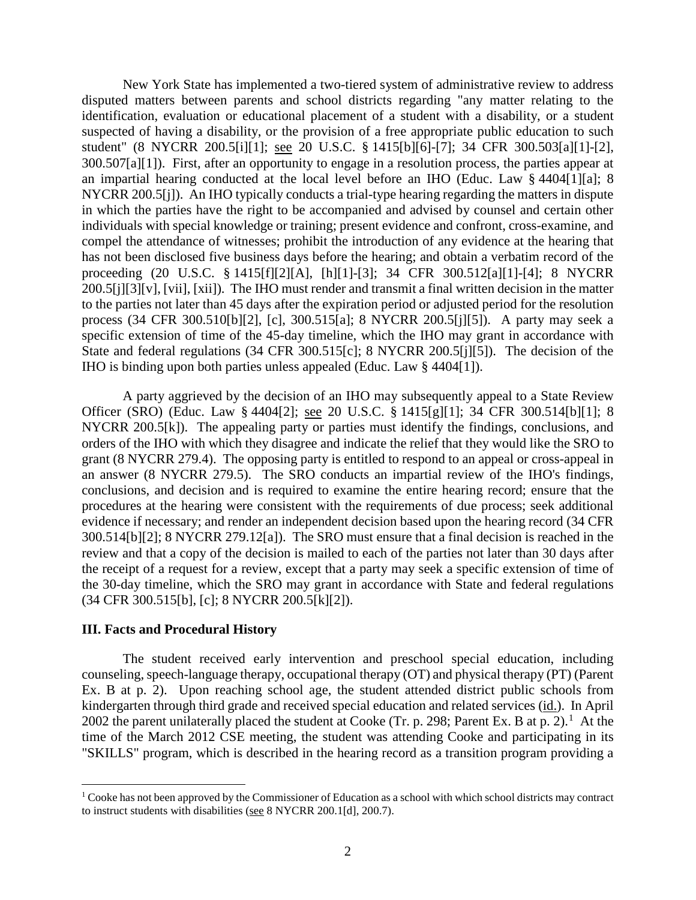New York State has implemented a two-tiered system of administrative review to address disputed matters between parents and school districts regarding "any matter relating to the identification, evaluation or educational placement of a student with a disability, or a student suspected of having a disability, or the provision of a free appropriate public education to such student" (8 NYCRR 200.5[i][1]; see 20 U.S.C. § 1415[b][6]-[7]; 34 CFR 300.503[a][1]-[2], 300.507[a][1]). First, after an opportunity to engage in a resolution process, the parties appear at an impartial hearing conducted at the local level before an IHO (Educ. Law § 4404[1][a]; 8 NYCRR 200.5[j]). An IHO typically conducts a trial-type hearing regarding the matters in dispute in which the parties have the right to be accompanied and advised by counsel and certain other individuals with special knowledge or training; present evidence and confront, cross-examine, and compel the attendance of witnesses; prohibit the introduction of any evidence at the hearing that has not been disclosed five business days before the hearing; and obtain a verbatim record of the proceeding (20 U.S.C. § 1415[f][2][A], [h][1]-[3]; 34 CFR 300.512[a][1]-[4]; 8 NYCRR 200.5[j][3][v], [vii], [xii]). The IHO must render and transmit a final written decision in the matter to the parties not later than 45 days after the expiration period or adjusted period for the resolution process (34 CFR 300.510[b][2], [c], 300.515[a]; 8 NYCRR 200.5[j][5]). A party may seek a specific extension of time of the 45-day timeline, which the IHO may grant in accordance with State and federal regulations (34 CFR 300.515[c]; 8 NYCRR 200.5[j][5]). The decision of the IHO is binding upon both parties unless appealed (Educ. Law § 4404[1]).

A party aggrieved by the decision of an IHO may subsequently appeal to a State Review Officer (SRO) (Educ. Law § 4404[2]; see 20 U.S.C. § 1415[g][1]; 34 CFR 300.514[b][1]; 8 NYCRR 200.5[k]). The appealing party or parties must identify the findings, conclusions, and orders of the IHO with which they disagree and indicate the relief that they would like the SRO to grant (8 NYCRR 279.4). The opposing party is entitled to respond to an appeal or cross-appeal in an answer (8 NYCRR 279.5). The SRO conducts an impartial review of the IHO's findings, conclusions, and decision and is required to examine the entire hearing record; ensure that the procedures at the hearing were consistent with the requirements of due process; seek additional evidence if necessary; and render an independent decision based upon the hearing record (34 CFR 300.514[b][2]; 8 NYCRR 279.12[a]). The SRO must ensure that a final decision is reached in the review and that a copy of the decision is mailed to each of the parties not later than 30 days after the receipt of a request for a review, except that a party may seek a specific extension of time of the 30-day timeline, which the SRO may grant in accordance with State and federal regulations (34 CFR 300.515[b], [c]; 8 NYCRR 200.5[k][2]).

## III. Facts and Procedural History

The student received early intervention and preschool special education, including counseling, speech-language therapy, occupational therapy (OT) and physical therapy (PT) (Parent Ex. B at p. 2). Upon reaching school age, the student attended district public schools from kindergarten through third grade and received special education and related services (id.). In April 2002 the parent unilaterally placed the student at Cooke (Tr. p. 298; Parent Ex. B at p. 2).[1] At the time of the March 2012 CSE meeting, the student was attending Cooke and participating in its "SKILLS" program, which is described in the hearing record as a transition program providing a

[1] Cooke has not been approved by the Commissioner of Education as a school with which school districts may contract to instruct students with disabilities (see 8 NYCRR 200.1[d], 200.7).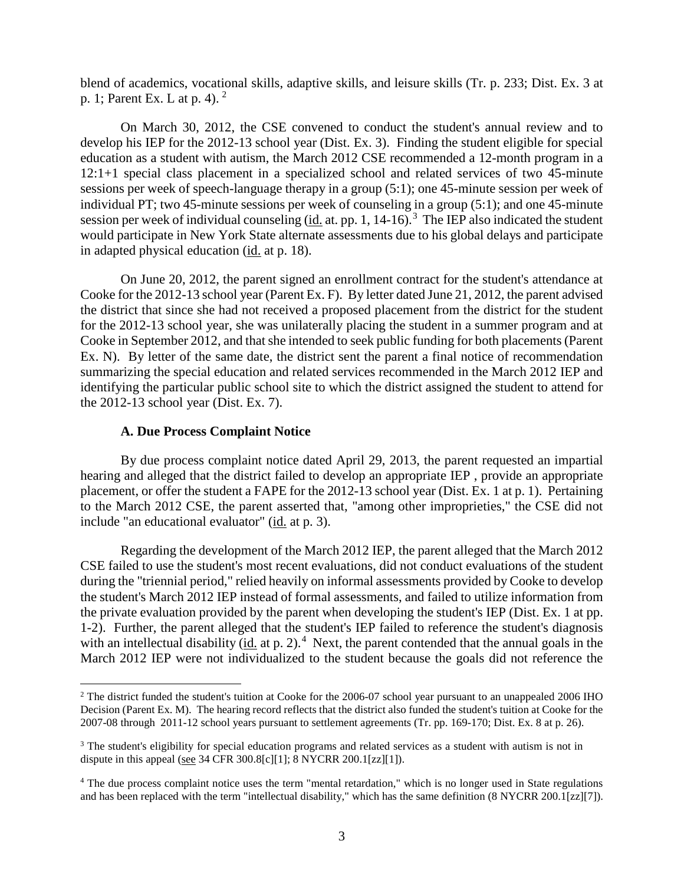blend of academics, vocational skills, adaptive skills, and leisure skills (Tr. p. 233; Dist. Ex. 3 at p. 1; Parent Ex. L at p. 4). [2]

On March 30, 2012, the CSE convened to conduct the student's annual review and to develop his IEP for the 2012-13 school year (Dist. Ex. 3). Finding the student eligible for special education as a student with autism, the March 2012 CSE recommended a 12-month program in a 12:1+1 special class placement in a specialized school and related services of two 45-minute sessions per week of speech-language therapy in a group (5:1); one 45-minute session per week of individual PT; two 45-minute sessions per week of counseling in a group (5:1); and one 45-minute session per week of individual counseling (id. at pp. 1, 14-16). [3] The IEP also indicated the student would participate in New York State alternate assessments due to his global delays and participate in adapted physical education (id. at p. 18).

On June 20, 2012, the parent signed an enrollment contract for the student's attendance at Cooke for the 2012-13 school year (Parent Ex. F). By letter dated June 21, 2012, the parent advised the district that since she had not received a proposed placement from the district for the student for the 2012-13 school year, she was unilaterally placing the student in a summer program and at Cooke in September 2012, and that she intended to seek public funding for both placements (Parent Ex. N). By letter of the same date, the district sent the parent a final notice of recommendation summarizing the special education and related services recommended in the March 2012 IEP and identifying the particular public school site to which the district assigned the student to attend for the 2012-13 school year (Dist. Ex. 7).

### A. Due Process Complaint Notice

By due process complaint notice dated April 29, 2013, the parent requested an impartial hearing and alleged that the district failed to develop an appropriate IEP , provide an appropriate placement, or offer the student a FAPE for the 2012-13 school year (Dist. Ex. 1 at p. 1). Pertaining to the March 2012 CSE, the parent asserted that, "among other improprieties," the CSE did not include "an educational evaluator" (id. at p. 3).

Regarding the development of the March 2012 IEP, the parent alleged that the March 2012 CSE failed to use the student's most recent evaluations, did not conduct evaluations of the student during the "triennial period," relied heavily on informal assessments provided by Cooke to develop the student's March 2012 IEP instead of formal assessments, and failed to utilize information from the private evaluation provided by the parent when developing the student's IEP (Dist. Ex. 1 at pp. 1-2). Further, the parent alleged that the student's IEP failed to reference the student's diagnosis with an intellectual disability (id. at p. 2). [4] Next, the parent contended that the annual goals in the March 2012 IEP were not individualized to the student because the goals did not reference the

---

[2] The district funded the student's tuition at Cooke for the 2006-07 school year pursuant to an unappealed 2006 IHO Decision (Parent Ex. M). The hearing record reflects that the district also funded the student's tuition at Cooke for the 2007-08 through 2011-12 school years pursuant to settlement agreements (Tr. pp. 169-170; Dist. Ex. 8 at p. 26).

[3] The student's eligibility for special education programs and related services as a student with autism is not in dispute in this appeal (see 34 CFR 300.8[c][1]; 8 NYCRR 200.1[zz][1]).

[4] The due process complaint notice uses the term "mental retardation," which is no longer used in State regulations and has been replaced with the term "intellectual disability," which has the same definition (8 NYCRR 200.1[zz][7]).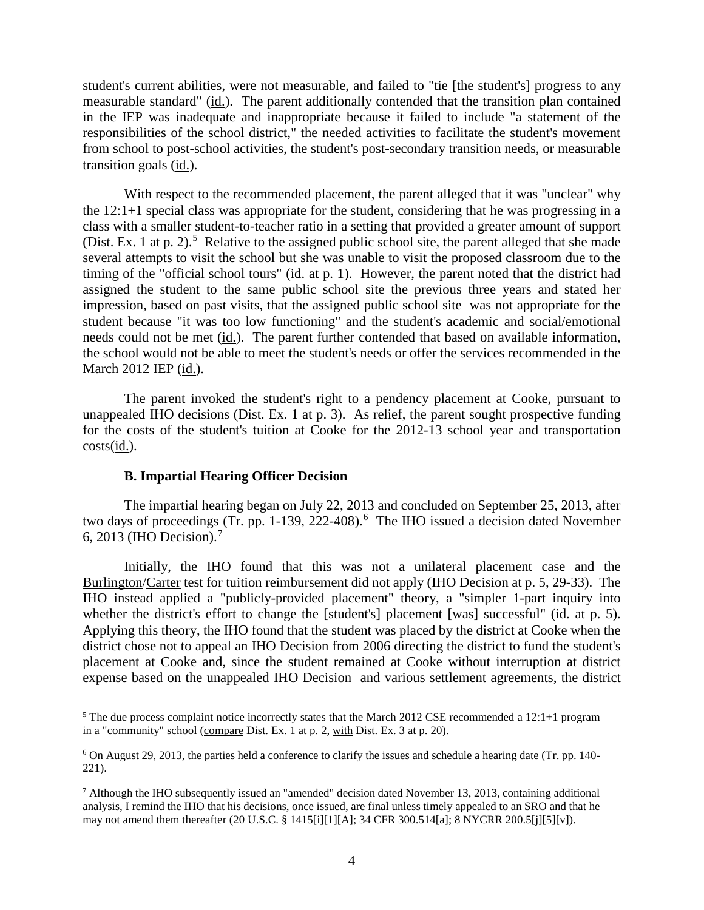student's current abilities, were not measurable, and failed to "tie [the student's] progress to any measurable standard" (id.). The parent additionally contended that the transition plan contained in the IEP was inadequate and inappropriate because it failed to include "a statement of the responsibilities of the school district," the needed activities to facilitate the student's movement from school to post-school activities, the student's post-secondary transition needs, or measurable transition goals (id.).

With respect to the recommended placement, the parent alleged that it was "unclear" why the 12:1+1 special class was appropriate for the student, considering that he was progressing in a class with a smaller student-to-teacher ratio in a setting that provided a greater amount of support (Dist. Ex. 1 at p. 2).[5] Relative to the assigned public school site, the parent alleged that she made several attempts to visit the school but she was unable to visit the proposed classroom due to the timing of the "official school tours" (id. at p. 1). However, the parent noted that the district had assigned the student to the same public school site the previous three years and stated her impression, based on past visits, that the assigned public school site was not appropriate for the student because "it was too low functioning" and the student's academic and social/emotional needs could not be met (id.). The parent further contended that based on available information, the school would not be able to meet the student's needs or offer the services recommended in the March 2012 IEP (id.).

The parent invoked the student's right to a pendency placement at Cooke, pursuant to unappealed IHO decisions (Dist. Ex. 1 at p. 3). As relief, the parent sought prospective funding for the costs of the student's tuition at Cooke for the 2012-13 school year and transportation costs(id.).

### B. Impartial Hearing Officer Decision

The impartial hearing began on July 22, 2013 and concluded on September 25, 2013, after two days of proceedings (Tr. pp. 1-139, 222-408).[6] The IHO issued a decision dated November 6, 2013 (IHO Decision).[7]

Initially, the IHO found that this was not a unilateral placement case and the Burlington/Carter test for tuition reimbursement did not apply (IHO Decision at p. 5, 29-33). The IHO instead applied a "publicly-provided placement" theory, a "simpler 1-part inquiry into whether the district's effort to change the [student's] placement [was] successful" (id. at p. 5). Applying this theory, the IHO found that the student was placed by the district at Cooke when the district chose not to appeal an IHO Decision from 2006 directing the district to fund the student's placement at Cooke and, since the student remained at Cooke without interruption at district expense based on the unappealed IHO Decision and various settlement agreements, the district

---

[5] The due process complaint notice incorrectly states that the March 2012 CSE recommended a 12:1+1 program in a "community" school (compare Dist. Ex. 1 at p. 2, with Dist. Ex. 3 at p. 20).

[6] On August 29, 2013, the parties held a conference to clarify the issues and schedule a hearing date (Tr. pp. 140-221).

[7] Although the IHO subsequently issued an "amended" decision dated November 13, 2013, containing additional analysis, I remind the IHO that his decisions, once issued, are final unless timely appealed to an SRO and that he may not amend them thereafter (20 U.S.C. § 1415[i][1][A]; 34 CFR 300.514[a]; 8 NYCRR 200.5[j][5][v]).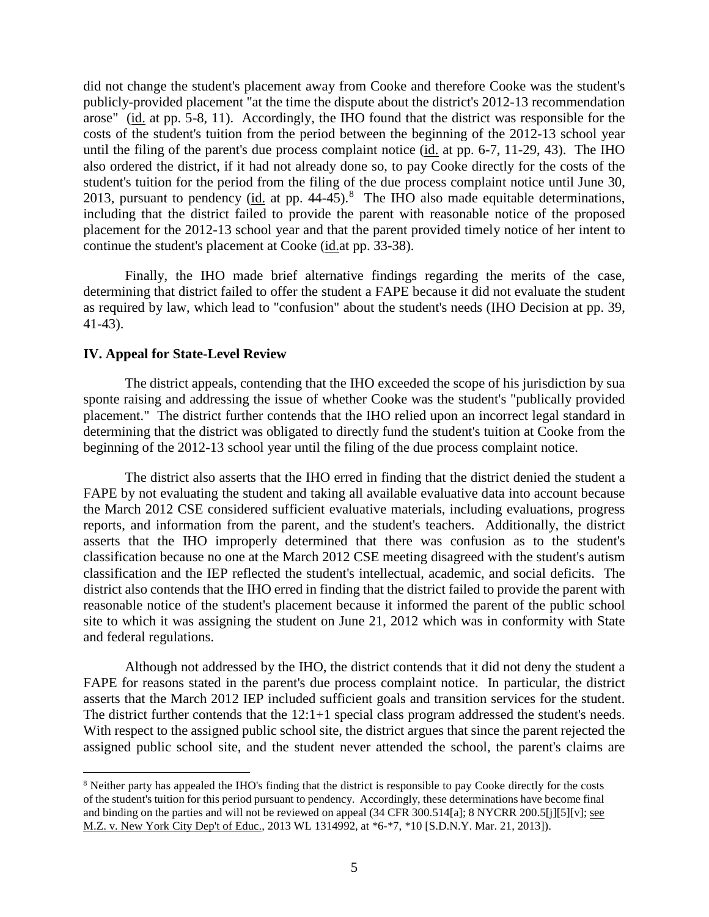did not change the student's placement away from Cooke and therefore Cooke was the student's publicly-provided placement "at the time the dispute about the district's 2012-13 recommendation arose" (id. at pp. 5-8, 11). Accordingly, the IHO found that the district was responsible for the costs of the student's tuition from the period between the beginning of the 2012-13 school year until the filing of the parent's due process complaint notice (id. at pp. 6-7, 11-29, 43). The IHO also ordered the district, if it had not already done so, to pay Cooke directly for the costs of the student's tuition for the period from the filing of the due process complaint notice until June 30, 2013, pursuant to pendency (id. at pp. 44-45).[8] The IHO also made equitable determinations, including that the district failed to provide the parent with reasonable notice of the proposed placement for the 2012-13 school year and that the parent provided timely notice of her intent to continue the student's placement at Cooke (id.at pp. 33-38).

Finally, the IHO made brief alternative findings regarding the merits of the case, determining that district failed to offer the student a FAPE because it did not evaluate the student as required by law, which lead to "confusion" about the student's needs (IHO Decision at pp. 39, 41-43).

## IV. Appeal for State-Level Review

The district appeals, contending that the IHO exceeded the scope of his jurisdiction by sua sponte raising and addressing the issue of whether Cooke was the student's "publically provided placement." The district further contends that the IHO relied upon an incorrect legal standard in determining that the district was obligated to directly fund the student's tuition at Cooke from the beginning of the 2012-13 school year until the filing of the due process complaint notice.

The district also asserts that the IHO erred in finding that the district denied the student a FAPE by not evaluating the student and taking all available evaluative data into account because the March 2012 CSE considered sufficient evaluative materials, including evaluations, progress reports, and information from the parent, and the student's teachers. Additionally, the district asserts that the IHO improperly determined that there was confusion as to the student's classification because no one at the March 2012 CSE meeting disagreed with the student's autism classification and the IEP reflected the student's intellectual, academic, and social deficits. The district also contends that the IHO erred in finding that the district failed to provide the parent with reasonable notice of the student's placement because it informed the parent of the public school site to which it was assigning the student on June 21, 2012 which was in conformity with State and federal regulations.

Although not addressed by the IHO, the district contends that it did not deny the student a FAPE for reasons stated in the parent's due process complaint notice. In particular, the district asserts that the March 2012 IEP included sufficient goals and transition services for the student. The district further contends that the 12:1+1 special class program addressed the student's needs. With respect to the assigned public school site, the district argues that since the parent rejected the assigned public school site, and the student never attended the school, the parent's claims are

[8] Neither party has appealed the IHO's finding that the district is responsible to pay Cooke directly for the costs of the student's tuition for this period pursuant to pendency. Accordingly, these determinations have become final and binding on the parties and will not be reviewed on appeal (34 CFR 300.514[a]; 8 NYCRR 200.5[j][5][v]; see M.Z. v. New York City Dep't of Educ., 2013 WL 1314992, at *6-*7, *10 [S.D.N.Y. Mar. 21, 2013]).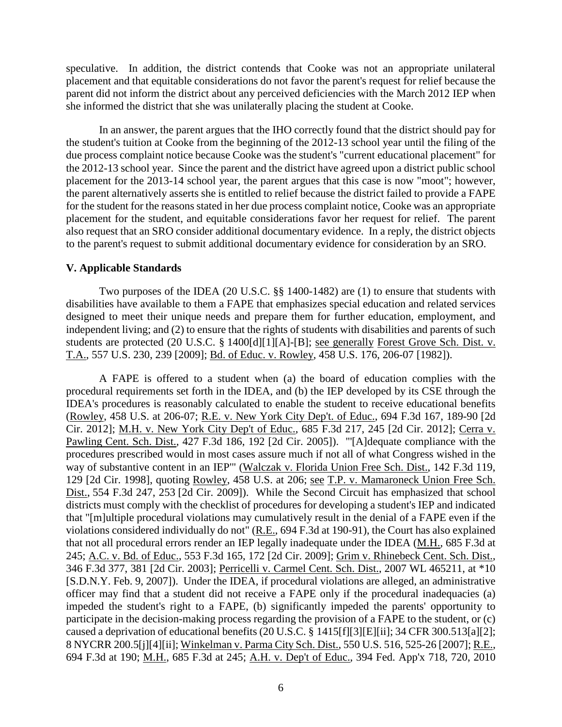speculative. In addition, the district contends that Cooke was not an appropriate unilateral placement and that equitable considerations do not favor the parent's request for relief because the parent did not inform the district about any perceived deficiencies with the March 2012 IEP when she informed the district that she was unilaterally placing the student at Cooke.

In an answer, the parent argues that the IHO correctly found that the district should pay for the student's tuition at Cooke from the beginning of the 2012-13 school year until the filing of the due process complaint notice because Cooke was the student's "current educational placement" for the 2012-13 school year. Since the parent and the district have agreed upon a district public school placement for the 2013-14 school year, the parent argues that this case is now "moot"; however, the parent alternatively asserts she is entitled to relief because the district failed to provide a FAPE for the student for the reasons stated in her due process complaint notice, Cooke was an appropriate placement for the student, and equitable considerations favor her request for relief. The parent also request that an SRO consider additional documentary evidence. In a reply, the district objects to the parent's request to submit additional documentary evidence for consideration by an SRO.

## V. Applicable Standards

Two purposes of the IDEA (20 U.S.C. §§ 1400-1482) are (1) to ensure that students with disabilities have available to them a FAPE that emphasizes special education and related services designed to meet their unique needs and prepare them for further education, employment, and independent living; and (2) to ensure that the rights of students with disabilities and parents of such students are protected (20 U.S.C. § 1400[d][1][A]-[B]; see generally Forest Grove Sch. Dist. v. T.A., 557 U.S. 230, 239 [2009]; Bd. of Educ. v. Rowley, 458 U.S. 176, 206-07 [1982]).

A FAPE is offered to a student when (a) the board of education complies with the procedural requirements set forth in the IDEA, and (b) the IEP developed by its CSE through the IDEA's procedures is reasonably calculated to enable the student to receive educational benefits (Rowley, 458 U.S. at 206-07; R.E. v. New York City Dep't. of Educ., 694 F.3d 167, 189-90 [2d Cir. 2012]; M.H. v. New York City Dep't of Educ., 685 F.3d 217, 245 [2d Cir. 2012]; Cerra v. Pawling Cent. Sch. Dist., 427 F.3d 186, 192 [2d Cir. 2005]). "'[A]dequate compliance with the procedures prescribed would in most cases assure much if not all of what Congress wished in the way of substantive content in an IEP'" (Walczak v. Florida Union Free Sch. Dist., 142 F.3d 119, 129 [2d Cir. 1998], quoting Rowley, 458 U.S. at 206; see T.P. v. Mamaroneck Union Free Sch. Dist., 554 F.3d 247, 253 [2d Cir. 2009]). While the Second Circuit has emphasized that school districts must comply with the checklist of procedures for developing a student's IEP and indicated that "[m]ultiple procedural violations may cumulatively result in the denial of a FAPE even if the violations considered individually do not" (R.E., 694 F.3d at 190-91), the Court has also explained that not all procedural errors render an IEP legally inadequate under the IDEA (M.H., 685 F.3d at 245; A.C. v. Bd. of Educ., 553 F.3d 165, 172 [2d Cir. 2009]; Grim v. Rhinebeck Cent. Sch. Dist., 346 F.3d 377, 381 [2d Cir. 2003]; Perricelli v. Carmel Cent. Sch. Dist., 2007 WL 465211, at *10 [S.D.N.Y. Feb. 9, 2007]). Under the IDEA, if procedural violations are alleged, an administrative officer may find that a student did not receive a FAPE only if the procedural inadequacies (a) impeded the student's right to a FAPE, (b) significantly impeded the parents' opportunity to participate in the decision-making process regarding the provision of a FAPE to the student, or (c) caused a deprivation of educational benefits (20 U.S.C. § 1415[f][3][E][ii]; 34 CFR 300.513[a][2]; 8 NYCRR 200.5[j][4][ii]; Winkelman v. Parma City Sch. Dist., 550 U.S. 516, 525-26 [2007]; R.E., 694 F.3d at 190; M.H., 685 F.3d at 245; A.H. v. Dep't of Educ., 394 Fed. App'x 718, 720, 2010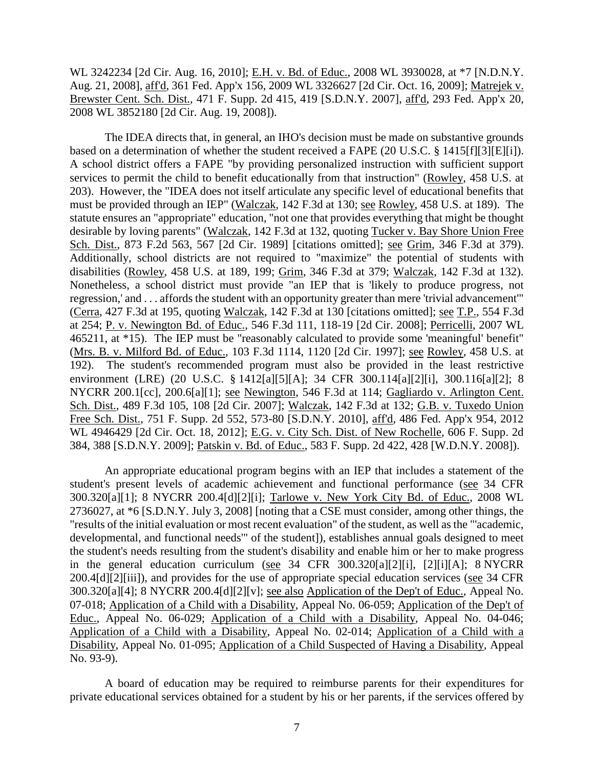WL 3242234 [2d Cir. Aug. 16, 2010]; E.H. v. Bd. of Educ., 2008 WL 3930028, at *7 [N.D.N.Y. Aug. 21, 2008], aff'd, 361 Fed. App'x 156, 2009 WL 3326627 [2d Cir. Oct. 16, 2009]; Matrejek v. Brewster Cent. Sch. Dist., 471 F. Supp. 2d 415, 419 [S.D.N.Y. 2007], aff'd, 293 Fed. App'x 20, 2008 WL 3852180 [2d Cir. Aug. 19, 2008]).

The IDEA directs that, in general, an IHO's decision must be made on substantive grounds based on a determination of whether the student received a FAPE (20 U.S.C. § 1415[f][3][E][i]). A school district offers a FAPE "by providing personalized instruction with sufficient support services to permit the child to benefit educationally from that instruction" (Rowley, 458 U.S. at 203). However, the "IDEA does not itself articulate any specific level of educational benefits that must be provided through an IEP" (Walczak, 142 F.3d at 130; see Rowley, 458 U.S. at 189). The statute ensures an "appropriate" education, "not one that provides everything that might be thought desirable by loving parents" (Walczak, 142 F.3d at 132, quoting Tucker v. Bay Shore Union Free Sch. Dist., 873 F.2d 563, 567 [2d Cir. 1989] [citations omitted]; see Grim, 346 F.3d at 379). Additionally, school districts are not required to "maximize" the potential of students with disabilities (Rowley, 458 U.S. at 189, 199; Grim, 346 F.3d at 379; Walczak, 142 F.3d at 132). Nonetheless, a school district must provide "an IEP that is 'likely to produce progress, not regression,' and . . . affords the student with an opportunity greater than mere 'trivial advancement'" (Cerra, 427 F.3d at 195, quoting Walczak, 142 F.3d at 130 [citations omitted]; see T.P., 554 F.3d at 254; P. v. Newington Bd. of Educ., 546 F.3d 111, 118-19 [2d Cir. 2008]; Perricelli, 2007 WL 465211, at *15). The IEP must be "reasonably calculated to provide some 'meaningful' benefit" (Mrs. B. v. Milford Bd. of Educ., 103 F.3d 1114, 1120 [2d Cir. 1997]; see Rowley, 458 U.S. at 192). The student's recommended program must also be provided in the least restrictive environment (LRE) (20 U.S.C. § 1412[a][5][A]; 34 CFR 300.114[a][2][i], 300.116[a][2]; 8 NYCRR 200.1[cc], 200.6[a][1]; see Newington, 546 F.3d at 114; Gagliardo v. Arlington Cent. Sch. Dist., 489 F.3d 105, 108 [2d Cir. 2007]; Walczak, 142 F.3d at 132; G.B. v. Tuxedo Union Free Sch. Dist., 751 F. Supp. 2d 552, 573-80 [S.D.N.Y. 2010], aff'd, 486 Fed. App'x 954, 2012 WL 4946429 [2d Cir. Oct. 18, 2012]; E.G. v. City Sch. Dist. of New Rochelle, 606 F. Supp. 2d 384, 388 [S.D.N.Y. 2009]; Patskin v. Bd. of Educ., 583 F. Supp. 2d 422, 428 [W.D.N.Y. 2008]).

An appropriate educational program begins with an IEP that includes a statement of the student's present levels of academic achievement and functional performance (see 34 CFR 300.320[a][1]; 8 NYCRR 200.4[d][2][i]; Tarlowe v. New York City Bd. of Educ., 2008 WL 2736027, at *6 [S.D.N.Y. July 3, 2008] [noting that a CSE must consider, among other things, the "results of the initial evaluation or most recent evaluation" of the student, as well as the "'academic, developmental, and functional needs'" of the student]), establishes annual goals designed to meet the student's needs resulting from the student's disability and enable him or her to make progress in the general education curriculum (see 34 CFR 300.320[a][2][i], [2][i][A]; 8 NYCRR 200.4[d][2][iii]), and provides for the use of appropriate special education services (see 34 CFR 300.320[a][4]; 8 NYCRR 200.4[d][2][v]; see also Application of the Dep't of Educ., Appeal No. 07-018; Application of a Child with a Disability, Appeal No. 06-059; Application of the Dep't of Educ., Appeal No. 06-029; Application of a Child with a Disability, Appeal No. 04-046; Application of a Child with a Disability, Appeal No. 02-014; Application of a Child with a Disability, Appeal No. 01-095; Application of a Child Suspected of Having a Disability, Appeal No. 93-9).

A board of education may be required to reimburse parents for their expenditures for private educational services obtained for a student by his or her parents, if the services offered by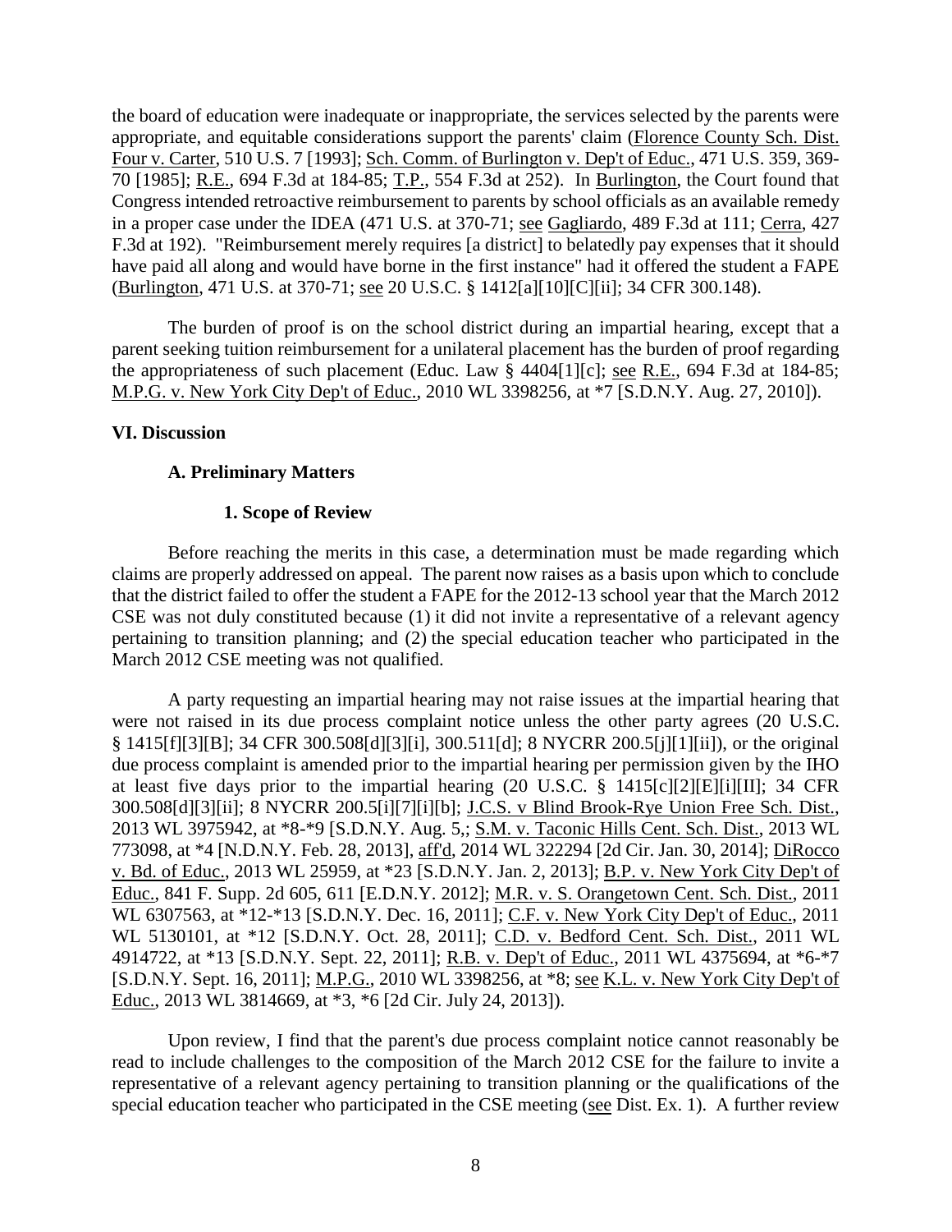the board of education were inadequate or inappropriate, the services selected by the parents were appropriate, and equitable considerations support the parents' claim (Florence County Sch. Dist. Four v. Carter, 510 U.S. 7 [1993]; Sch. Comm. of Burlington v. Dep't of Educ., 471 U.S. 359, 369-70 [1985]; R.E., 694 F.3d at 184-85; T.P., 554 F.3d at 252). In Burlington, the Court found that Congress intended retroactive reimbursement to parents by school officials as an available remedy in a proper case under the IDEA (471 U.S. at 370-71; see Gagliardo, 489 F.3d at 111; Cerra, 427 F.3d at 192). "Reimbursement merely requires [a district] to belatedly pay expenses that it should have paid all along and would have borne in the first instance" had it offered the student a FAPE (Burlington, 471 U.S. at 370-71; see 20 U.S.C. § 1412[a][10][C][ii]; 34 CFR 300.148).

The burden of proof is on the school district during an impartial hearing, except that a parent seeking tuition reimbursement for a unilateral placement has the burden of proof regarding the appropriateness of such placement (Educ. Law § 4404[1][c]; see R.E., 694 F.3d at 184-85; M.P.G. v. New York City Dep't of Educ., 2010 WL 3398256, at *7 [S.D.N.Y. Aug. 27, 2010]).

## VI. Discussion

### A. Preliminary Matters

#### 1. Scope of Review

Before reaching the merits in this case, a determination must be made regarding which claims are properly addressed on appeal. The parent now raises as a basis upon which to conclude that the district failed to offer the student a FAPE for the 2012-13 school year that the March 2012 CSE was not duly constituted because (1) it did not invite a representative of a relevant agency pertaining to transition planning; and (2) the special education teacher who participated in the March 2012 CSE meeting was not qualified.

A party requesting an impartial hearing may not raise issues at the impartial hearing that were not raised in its due process complaint notice unless the other party agrees (20 U.S.C. § 1415[f][3][B]; 34 CFR 300.508[d][3][i], 300.511[d]; 8 NYCRR 200.5[j][1][ii]), or the original due process complaint is amended prior to the impartial hearing per permission given by the IHO at least five days prior to the impartial hearing (20 U.S.C. § 1415[c][2][E][i][II]; 34 CFR 300.508[d][3][ii]; 8 NYCRR 200.5[i][7][i][b]; J.C.S. v Blind Brook-Rye Union Free Sch. Dist., 2013 WL 3975942, at *8-*9 [S.D.N.Y. Aug. 5,; S.M. v. Taconic Hills Cent. Sch. Dist., 2013 WL 773098, at *4 [N.D.N.Y. Feb. 28, 2013], aff'd, 2014 WL 322294 [2d Cir. Jan. 30, 2014]; DiRocco v. Bd. of Educ., 2013 WL 25959, at *23 [S.D.N.Y. Jan. 2, 2013]; B.P. v. New York City Dep't of Educ., 841 F. Supp. 2d 605, 611 [E.D.N.Y. 2012]; M.R. v. S. Orangetown Cent. Sch. Dist., 2011 WL 6307563, at *12-*13 [S.D.N.Y. Dec. 16, 2011]; C.F. v. New York City Dep't of Educ., 2011 WL 5130101, at *12 [S.D.N.Y. Oct. 28, 2011]; C.D. v. Bedford Cent. Sch. Dist., 2011 WL 4914722, at *13 [S.D.N.Y. Sept. 22, 2011]; R.B. v. Dep't of Educ., 2011 WL 4375694, at *6-*7 [S.D.N.Y. Sept. 16, 2011]; M.P.G., 2010 WL 3398256, at *8; see K.L. v. New York City Dep't of Educ., 2013 WL 3814669, at *3, *6 [2d Cir. July 24, 2013]).

Upon review, I find that the parent's due process complaint notice cannot reasonably be read to include challenges to the composition of the March 2012 CSE for the failure to invite a representative of a relevant agency pertaining to transition planning or the qualifications of the special education teacher who participated in the CSE meeting (see Dist. Ex. 1). A further review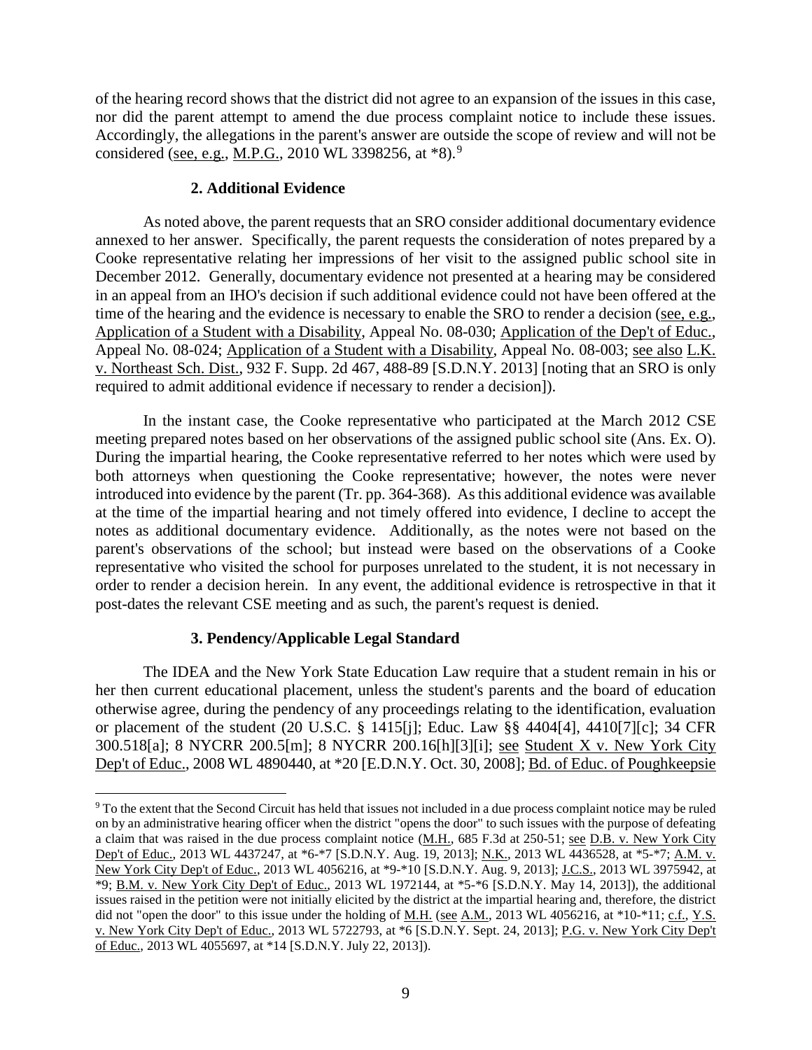of the hearing record shows that the district did not agree to an expansion of the issues in this case, nor did the parent attempt to amend the due process complaint notice to include these issues. Accordingly, the allegations in the parent's answer are outside the scope of review and will not be considered (see, e.g., M.P.G., 2010 WL 3398256, at *8).[9]

### 2. Additional Evidence

As noted above, the parent requests that an SRO consider additional documentary evidence annexed to her answer. Specifically, the parent requests the consideration of notes prepared by a Cooke representative relating her impressions of her visit to the assigned public school site in December 2012. Generally, documentary evidence not presented at a hearing may be considered in an appeal from an IHO's decision if such additional evidence could not have been offered at the time of the hearing and the evidence is necessary to enable the SRO to render a decision (see, e.g., Application of a Student with a Disability, Appeal No. 08-030; Application of the Dep't of Educ., Appeal No. 08-024; Application of a Student with a Disability, Appeal No. 08-003; see also L.K. v. Northeast Sch. Dist., 932 F. Supp. 2d 467, 488-89 [S.D.N.Y. 2013] [noting that an SRO is only required to admit additional evidence if necessary to render a decision]).

In the instant case, the Cooke representative who participated at the March 2012 CSE meeting prepared notes based on her observations of the assigned public school site (Ans. Ex. O). During the impartial hearing, the Cooke representative referred to her notes which were used by both attorneys when questioning the Cooke representative; however, the notes were never introduced into evidence by the parent (Tr. pp. 364-368). As this additional evidence was available at the time of the impartial hearing and not timely offered into evidence, I decline to accept the notes as additional documentary evidence. Additionally, as the notes were not based on the parent's observations of the school; but instead were based on the observations of a Cooke representative who visited the school for purposes unrelated to the student, it is not necessary in order to render a decision herein. In any event, the additional evidence is retrospective in that it post-dates the relevant CSE meeting and as such, the parent's request is denied.

### 3. Pendency/Applicable Legal Standard

The IDEA and the New York State Education Law require that a student remain in his or her then current educational placement, unless the student's parents and the board of education otherwise agree, during the pendency of any proceedings relating to the identification, evaluation or placement of the student (20 U.S.C. § 1415[j]; Educ. Law §§ 4404[4], 4410[7][c]; 34 CFR 300.518[a]; 8 NYCRR 200.5[m]; 8 NYCRR 200.16[h][3][i]; see Student X v. New York City Dep't of Educ., 2008 WL 4890440, at *20 [E.D.N.Y. Oct. 30, 2008]; Bd. of Educ. of Poughkeepsie

---

[9] To the extent that the Second Circuit has held that issues not included in a due process complaint notice may be ruled on by an administrative hearing officer when the district "opens the door" to such issues with the purpose of defeating a claim that was raised in the due process complaint notice (M.H., 685 F.3d at 250-51; see D.B. v. New York City Dep't of Educ., 2013 WL 4437247, at *6-*7 [S.D.N.Y. Aug. 19, 2013]; N.K., 2013 WL 4436528, at *5-*7; A.M. v. New York City Dep't of Educ., 2013 WL 4056216, at *9-*10 [S.D.N.Y. Aug. 9, 2013]; J.C.S., 2013 WL 3975942, at *9; B.M. v. New York City Dep't of Educ., 2013 WL 1972144, at *5-*6 [S.D.N.Y. May 14, 2013]), the additional issues raised in the petition were not initially elicited by the district at the impartial hearing and, therefore, the district did not "open the door" to this issue under the holding of M.H. (see A.M., 2013 WL 4056216, at *10-*11; c.f., Y.S. v. New York City Dep't of Educ., 2013 WL 5722793, at *6 [S.D.N.Y. Sept. 24, 2013]; P.G. v. New York City Dep't of Educ., 2013 WL 4055697, at *14 [S.D.N.Y. July 22, 2013]).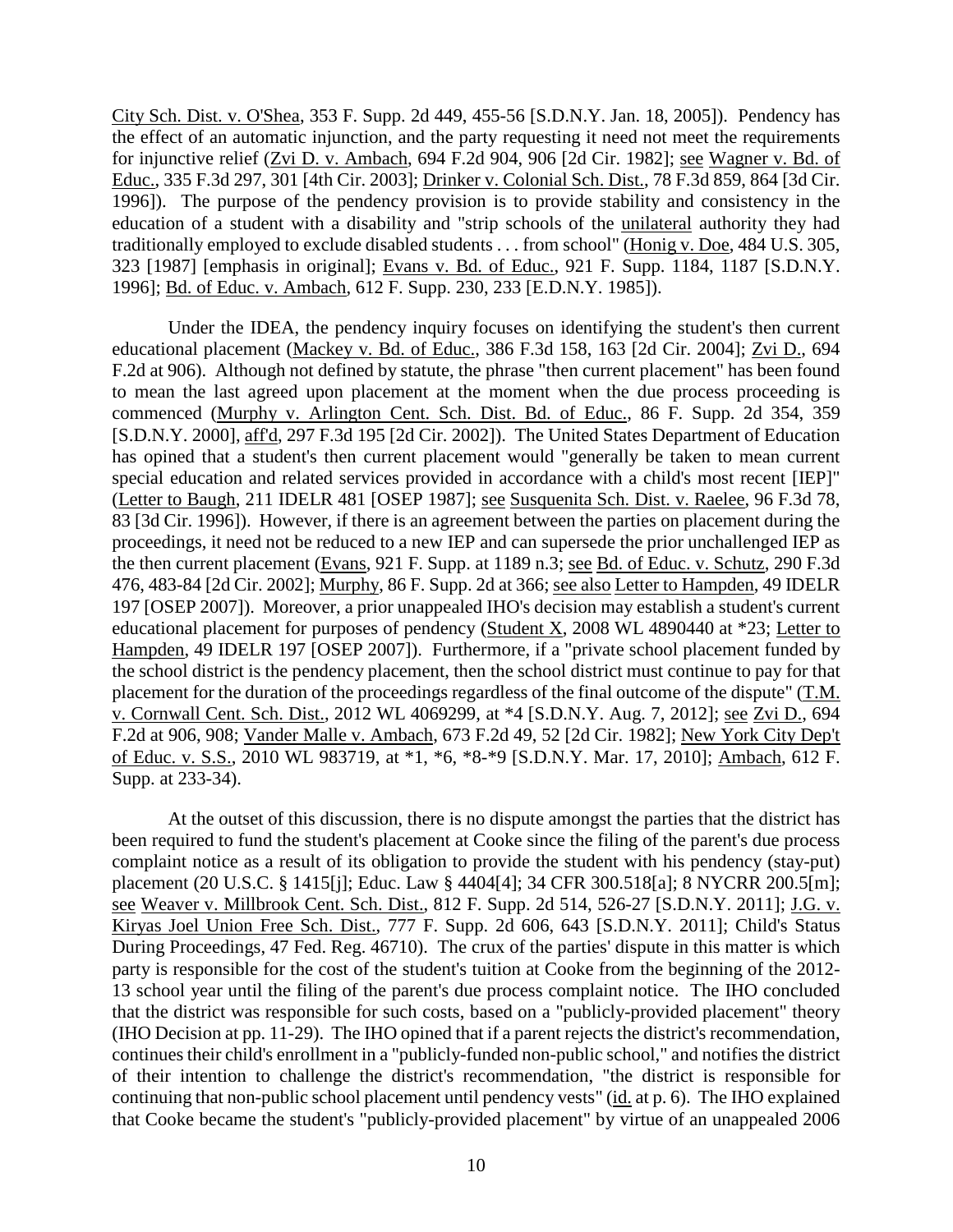City Sch. Dist. v. O'Shea, 353 F. Supp. 2d 449, 455-56 [S.D.N.Y. Jan. 18, 2005]). Pendency has the effect of an automatic injunction, and the party requesting it need not meet the requirements for injunctive relief (Zvi D. v. Ambach, 694 F.2d 904, 906 [2d Cir. 1982]; see Wagner v. Bd. of Educ., 335 F.3d 297, 301 [4th Cir. 2003]; Drinker v. Colonial Sch. Dist., 78 F.3d 859, 864 [3d Cir. 1996]). The purpose of the pendency provision is to provide stability and consistency in the education of a student with a disability and "strip schools of the unilateral authority they had traditionally employed to exclude disabled students . . . from school" (Honig v. Doe, 484 U.S. 305, 323 [1987] [emphasis in original]; Evans v. Bd. of Educ., 921 F. Supp. 1184, 1187 [S.D.N.Y. 1996]; Bd. of Educ. v. Ambach, 612 F. Supp. 230, 233 [E.D.N.Y. 1985]).

Under the IDEA, the pendency inquiry focuses on identifying the student's then current educational placement (Mackey v. Bd. of Educ., 386 F.3d 158, 163 [2d Cir. 2004]; Zvi D., 694 F.2d at 906). Although not defined by statute, the phrase "then current placement" has been found to mean the last agreed upon placement at the moment when the due process proceeding is commenced (Murphy v. Arlington Cent. Sch. Dist. Bd. of Educ., 86 F. Supp. 2d 354, 359 [S.D.N.Y. 2000], aff'd, 297 F.3d 195 [2d Cir. 2002]). The United States Department of Education has opined that a student's then current placement would "generally be taken to mean current special education and related services provided in accordance with a child's most recent [IEP]" (Letter to Baugh, 211 IDELR 481 [OSEP 1987]; see Susquenita Sch. Dist. v. Raelee, 96 F.3d 78, 83 [3d Cir. 1996]). However, if there is an agreement between the parties on placement during the proceedings, it need not be reduced to a new IEP and can supersede the prior unchallenged IEP as the then current placement (Evans, 921 F. Supp. at 1189 n.3; see Bd. of Educ. v. Schutz, 290 F.3d 476, 483-84 [2d Cir. 2002]; Murphy, 86 F. Supp. 2d at 366; see also Letter to Hampden, 49 IDELR 197 [OSEP 2007]). Moreover, a prior unappealed IHO's decision may establish a student's current educational placement for purposes of pendency (Student X, 2008 WL 4890440 at *23; Letter to Hampden, 49 IDELR 197 [OSEP 2007]). Furthermore, if a "private school placement funded by the school district is the pendency placement, then the school district must continue to pay for that placement for the duration of the proceedings regardless of the final outcome of the dispute" (T.M. v. Cornwall Cent. Sch. Dist., 2012 WL 4069299, at *4 [S.D.N.Y. Aug. 7, 2012]; see Zvi D., 694 F.2d at 906, 908; Vander Malle v. Ambach, 673 F.2d 49, 52 [2d Cir. 1982]; New York City Dep't of Educ. v. S.S., 2010 WL 983719, at *1, *6, *8-*9 [S.D.N.Y. Mar. 17, 2010]; Ambach, 612 F. Supp. at 233-34).

At the outset of this discussion, there is no dispute amongst the parties that the district has been required to fund the student's placement at Cooke since the filing of the parent's due process complaint notice as a result of its obligation to provide the student with his pendency (stay-put) placement (20 U.S.C. § 1415[j]; Educ. Law § 4404[4]; 34 CFR 300.518[a]; 8 NYCRR 200.5[m]; see Weaver v. Millbrook Cent. Sch. Dist., 812 F. Supp. 2d 514, 526-27 [S.D.N.Y. 2011]; J.G. v. Kiryas Joel Union Free Sch. Dist., 777 F. Supp. 2d 606, 643 [S.D.N.Y. 2011]; Child's Status During Proceedings, 47 Fed. Reg. 46710). The crux of the parties' dispute in this matter is which party is responsible for the cost of the student's tuition at Cooke from the beginning of the 2012-13 school year until the filing of the parent's due process complaint notice. The IHO concluded that the district was responsible for such costs, based on a "publicly-provided placement" theory (IHO Decision at pp. 11-29). The IHO opined that if a parent rejects the district's recommendation, continues their child's enrollment in a "publicly-funded non-public school," and notifies the district of their intention to challenge the district's recommendation, "the district is responsible for continuing that non-public school placement until pendency vests" (id. at p. 6). The IHO explained that Cooke became the student's "publicly-provided placement" by virtue of an unappealed 2006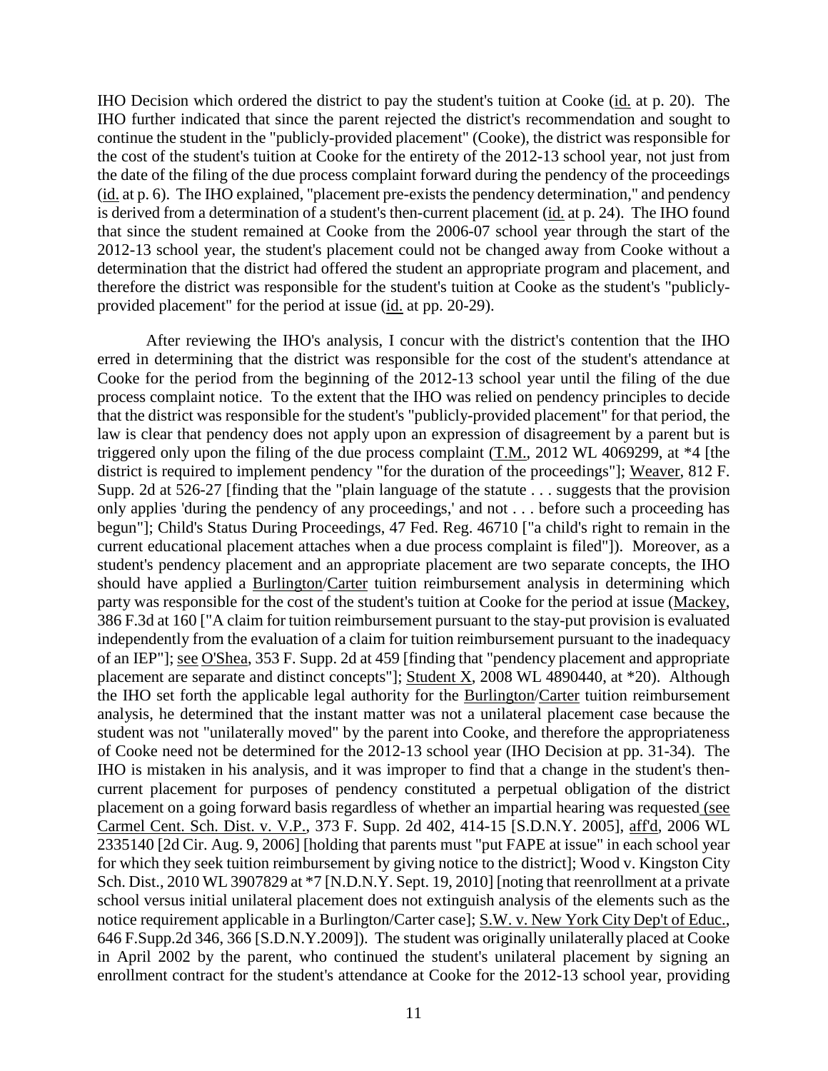IHO Decision which ordered the district to pay the student's tuition at Cooke (id. at p. 20). The IHO further indicated that since the parent rejected the district's recommendation and sought to continue the student in the "publicly-provided placement" (Cooke), the district was responsible for the cost of the student's tuition at Cooke for the entirety of the 2012-13 school year, not just from the date of the filing of the due process complaint forward during the pendency of the proceedings (id. at p. 6). The IHO explained, "placement pre-exists the pendency determination," and pendency is derived from a determination of a student's then-current placement (id. at p. 24). The IHO found that since the student remained at Cooke from the 2006-07 school year through the start of the 2012-13 school year, the student's placement could not be changed away from Cooke without a determination that the district had offered the student an appropriate program and placement, and therefore the district was responsible for the student's tuition at Cooke as the student's "publicly-provided placement" for the period at issue (id. at pp. 20-29).

After reviewing the IHO's analysis, I concur with the district's contention that the IHO erred in determining that the district was responsible for the cost of the student's attendance at Cooke for the period from the beginning of the 2012-13 school year until the filing of the due process complaint notice. To the extent that the IHO was relied on pendency principles to decide that the district was responsible for the student's "publicly-provided placement" for that period, the law is clear that pendency does not apply upon an expression of disagreement by a parent but is triggered only upon the filing of the due process complaint (T.M., 2012 WL 4069299, at *4 [the district is required to implement pendency "for the duration of the proceedings"]; Weaver, 812 F. Supp. 2d at 526-27 [finding that the "plain language of the statute . . . suggests that the provision only applies 'during the pendency of any proceedings,' and not . . . before such a proceeding has begun"]; Child's Status During Proceedings, 47 Fed. Reg. 46710 ["a child's right to remain in the current educational placement attaches when a due process complaint is filed"]). Moreover, as a student's pendency placement and an appropriate placement are two separate concepts, the IHO should have applied a Burlington/Carter tuition reimbursement analysis in determining which party was responsible for the cost of the student's tuition at Cooke for the period at issue (Mackey, 386 F.3d at 160 ["A claim for tuition reimbursement pursuant to the stay-put provision is evaluated independently from the evaluation of a claim for tuition reimbursement pursuant to the inadequacy of an IEP"]; see O'Shea, 353 F. Supp. 2d at 459 [finding that "pendency placement and appropriate placement are separate and distinct concepts"]; Student X, 2008 WL 4890440, at *20). Although the IHO set forth the applicable legal authority for the Burlington/Carter tuition reimbursement analysis, he determined that the instant matter was not a unilateral placement case because the student was not "unilaterally moved" by the parent into Cooke, and therefore the appropriateness of Cooke need not be determined for the 2012-13 school year (IHO Decision at pp. 31-34). The IHO is mistaken in his analysis, and it was improper to find that a change in the student's then-current placement for purposes of pendency constituted a perpetual obligation of the district placement on a going forward basis regardless of whether an impartial hearing was requested (see Carmel Cent. Sch. Dist. v. V.P., 373 F. Supp. 2d 402, 414-15 [S.D.N.Y. 2005], aff'd, 2006 WL 2335140 [2d Cir. Aug. 9, 2006] [holding that parents must "put FAPE at issue" in each school year for which they seek tuition reimbursement by giving notice to the district]; Wood v. Kingston City Sch. Dist., 2010 WL 3907829 at *7 [N.D.N.Y. Sept. 19, 2010] [noting that reenrollment at a private school versus initial unilateral placement does not extinguish analysis of the elements such as the notice requirement applicable in a Burlington/Carter case]; S.W. v. New York City Dep't of Educ., 646 F.Supp.2d 346, 366 [S.D.N.Y.2009]). The student was originally unilaterally placed at Cooke in April 2002 by the parent, who continued the student's unilateral placement by signing an enrollment contract for the student's attendance at Cooke for the 2012-13 school year, providing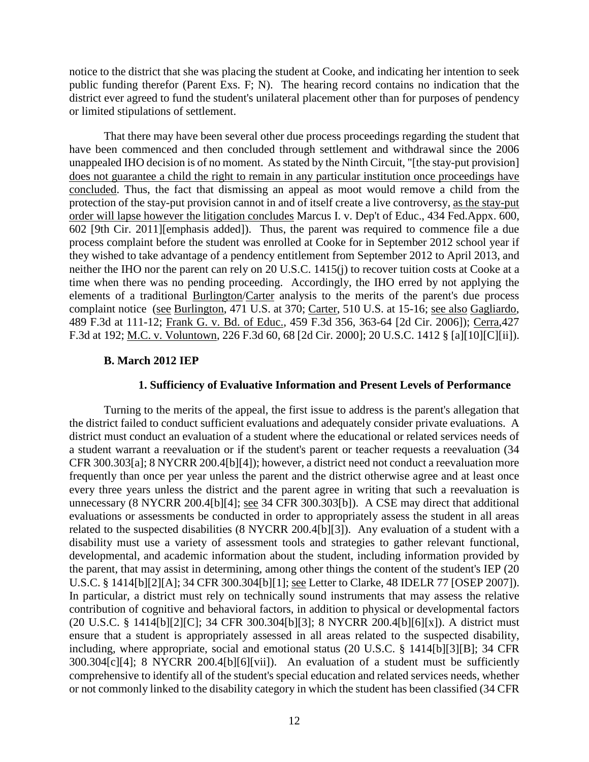notice to the district that she was placing the student at Cooke, and indicating her intention to seek public funding therefor (Parent Exs. F; N). The hearing record contains no indication that the district ever agreed to fund the student's unilateral placement other than for purposes of pendency or limited stipulations of settlement.

That there may have been several other due process proceedings regarding the student that have been commenced and then concluded through settlement and withdrawal since the 2006 unappealed IHO decision is of no moment. As stated by the Ninth Circuit, "[the stay-put provision] does not guarantee a child the right to remain in any particular institution once proceedings have concluded. Thus, the fact that dismissing an appeal as moot would remove a child from the protection of the stay-put provision cannot in and of itself create a live controversy, as the stay-put order will lapse however the litigation concludes Marcus I. v. Dep't of Educ., 434 Fed.Appx. 600, 602 [9th Cir. 2011][emphasis added]). Thus, the parent was required to commence file a due process complaint before the student was enrolled at Cooke for in September 2012 school year if they wished to take advantage of a pendency entitlement from September 2012 to April 2013, and neither the IHO nor the parent can rely on 20 U.S.C. 1415(j) to recover tuition costs at Cooke at a time when there was no pending proceeding. Accordingly, the IHO erred by not applying the elements of a traditional Burlington/Carter analysis to the merits of the parent's due process complaint notice (see Burlington, 471 U.S. at 370; Carter, 510 U.S. at 15-16; see also Gagliardo, 489 F.3d at 111-12; Frank G. v. Bd. of Educ., 459 F.3d 356, 363-64 [2d Cir. 2006]); Cerra,427 F.3d at 192; M.C. v. Voluntown, 226 F.3d 60, 68 [2d Cir. 2000]; 20 U.S.C. 1412 § [a][10][C][ii]).

### B. March 2012 IEP

#### 1. Sufficiency of Evaluative Information and Present Levels of Performance

Turning to the merits of the appeal, the first issue to address is the parent's allegation that the district failed to conduct sufficient evaluations and adequately consider private evaluations. A district must conduct an evaluation of a student where the educational or related services needs of a student warrant a reevaluation or if the student's parent or teacher requests a reevaluation (34 CFR 300.303[a]; 8 NYCRR 200.4[b][4]); however, a district need not conduct a reevaluation more frequently than once per year unless the parent and the district otherwise agree and at least once every three years unless the district and the parent agree in writing that such a reevaluation is unnecessary (8 NYCRR 200.4[b][4]; see 34 CFR 300.303[b]). A CSE may direct that additional evaluations or assessments be conducted in order to appropriately assess the student in all areas related to the suspected disabilities (8 NYCRR 200.4[b][3]). Any evaluation of a student with a disability must use a variety of assessment tools and strategies to gather relevant functional, developmental, and academic information about the student, including information provided by the parent, that may assist in determining, among other things the content of the student's IEP (20 U.S.C. § 1414[b][2][A]; 34 CFR 300.304[b][1]; see Letter to Clarke, 48 IDELR 77 [OSEP 2007]). In particular, a district must rely on technically sound instruments that may assess the relative contribution of cognitive and behavioral factors, in addition to physical or developmental factors (20 U.S.C. § 1414[b][2][C]; 34 CFR 300.304[b][3]; 8 NYCRR 200.4[b][6][x]). A district must ensure that a student is appropriately assessed in all areas related to the suspected disability, including, where appropriate, social and emotional status (20 U.S.C. § 1414[b][3][B]; 34 CFR 300.304[c][4]; 8 NYCRR 200.4[b][6][vii]). An evaluation of a student must be sufficiently comprehensive to identify all of the student's special education and related services needs, whether or not commonly linked to the disability category in which the student has been classified (34 CFR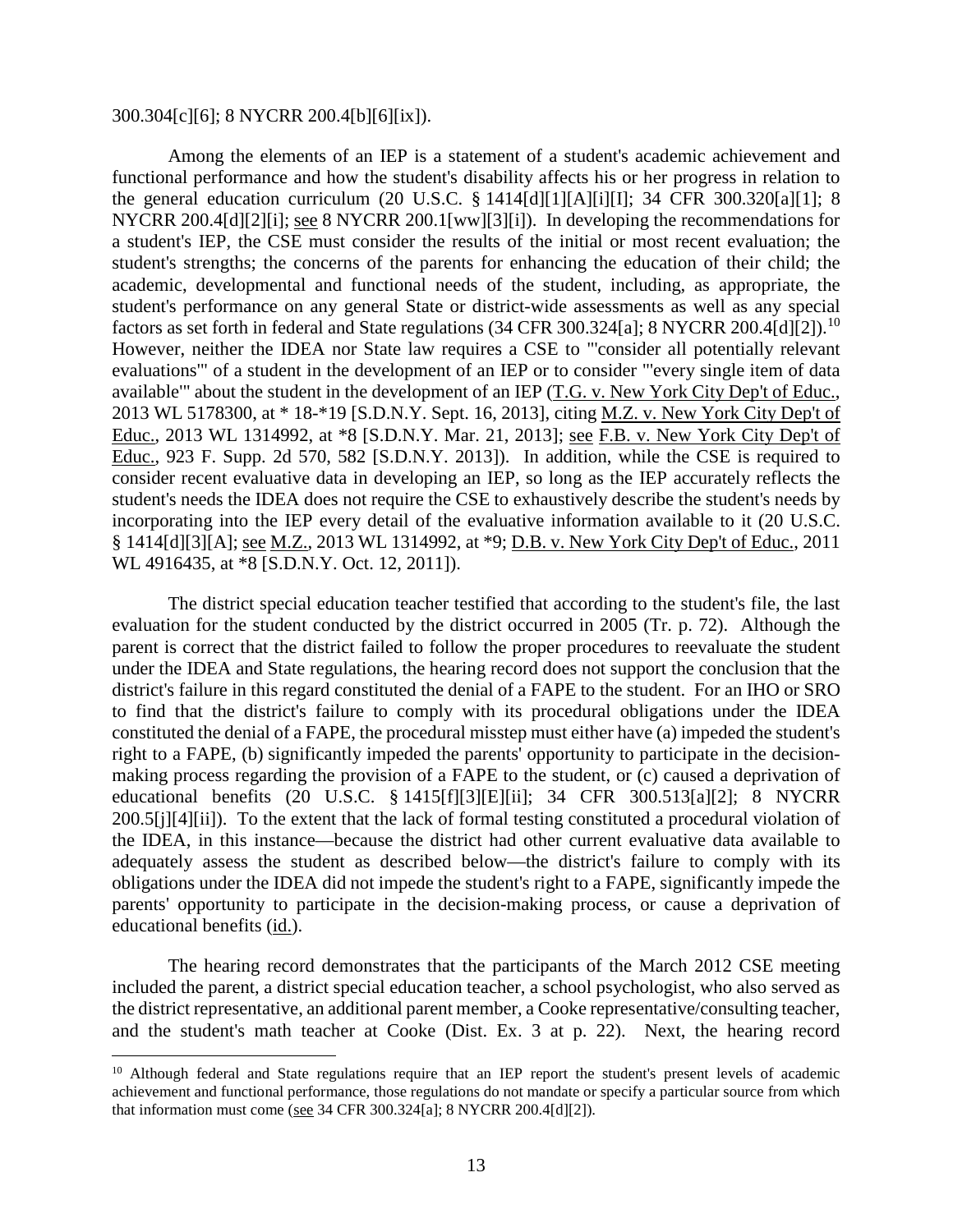300.304[c][6]; 8 NYCRR 200.4[b][6][ix]).

Among the elements of an IEP is a statement of a student's academic achievement and functional performance and how the student's disability affects his or her progress in relation to the general education curriculum (20 U.S.C. § 1414[d][1][A][i][I]; 34 CFR 300.320[a][1]; 8 NYCRR 200.4[d][2][i]; see 8 NYCRR 200.1[ww][3][i]). In developing the recommendations for a student's IEP, the CSE must consider the results of the initial or most recent evaluation; the student's strengths; the concerns of the parents for enhancing the education of their child; the academic, developmental and functional needs of the student, including, as appropriate, the student's performance on any general State or district-wide assessments as well as any special factors as set forth in federal and State regulations (34 CFR 300.324[a]; 8 NYCRR 200.4[d][2]).[10] However, neither the IDEA nor State law requires a CSE to "'consider all potentially relevant evaluations'" of a student in the development of an IEP or to consider "'every single item of data available'" about the student in the development of an IEP (T.G. v. New York City Dep't of Educ., 2013 WL 5178300, at \* 18-\*19 [S.D.N.Y. Sept. 16, 2013], citing M.Z. v. New York City Dep't of Educ., 2013 WL 1314992, at \*8 [S.D.N.Y. Mar. 21, 2013]; see F.B. v. New York City Dep't of Educ., 923 F. Supp. 2d 570, 582 [S.D.N.Y. 2013]). In addition, while the CSE is required to consider recent evaluative data in developing an IEP, so long as the IEP accurately reflects the student's needs the IDEA does not require the CSE to exhaustively describe the student's needs by incorporating into the IEP every detail of the evaluative information available to it (20 U.S.C. § 1414[d][3][A]; see M.Z., 2013 WL 1314992, at \*9; D.B. v. New York City Dep't of Educ., 2011 WL 4916435, at \*8 [S.D.N.Y. Oct. 12, 2011]).

The district special education teacher testified that according to the student's file, the last evaluation for the student conducted by the district occurred in 2005 (Tr. p. 72). Although the parent is correct that the district failed to follow the proper procedures to reevaluate the student under the IDEA and State regulations, the hearing record does not support the conclusion that the district's failure in this regard constituted the denial of a FAPE to the student. For an IHO or SRO to find that the district's failure to comply with its procedural obligations under the IDEA constituted the denial of a FAPE, the procedural misstep must either have (a) impeded the student's right to a FAPE, (b) significantly impeded the parents' opportunity to participate in the decision-making process regarding the provision of a FAPE to the student, or (c) caused a deprivation of educational benefits (20 U.S.C. § 1415[f][3][E][ii]; 34 CFR 300.513[a][2]; 8 NYCRR 200.5[j][4][ii]). To the extent that the lack of formal testing constituted a procedural violation of the IDEA, in this instance—because the district had other current evaluative data available to adequately assess the student as described below—the district's failure to comply with its obligations under the IDEA did not impede the student's right to a FAPE, significantly impede the parents' opportunity to participate in the decision-making process, or cause a deprivation of educational benefits (id.).

The hearing record demonstrates that the participants of the March 2012 CSE meeting included the parent, a district special education teacher, a school psychologist, who also served as the district representative, an additional parent member, a Cooke representative/consulting teacher, and the student's math teacher at Cooke (Dist. Ex. 3 at p. 22). Next, the hearing record

---

[10] Although federal and State regulations require that an IEP report the student's present levels of academic achievement and functional performance, those regulations do not mandate or specify a particular source from which that information must come (see 34 CFR 300.324[a]; 8 NYCRR 200.4[d][2]).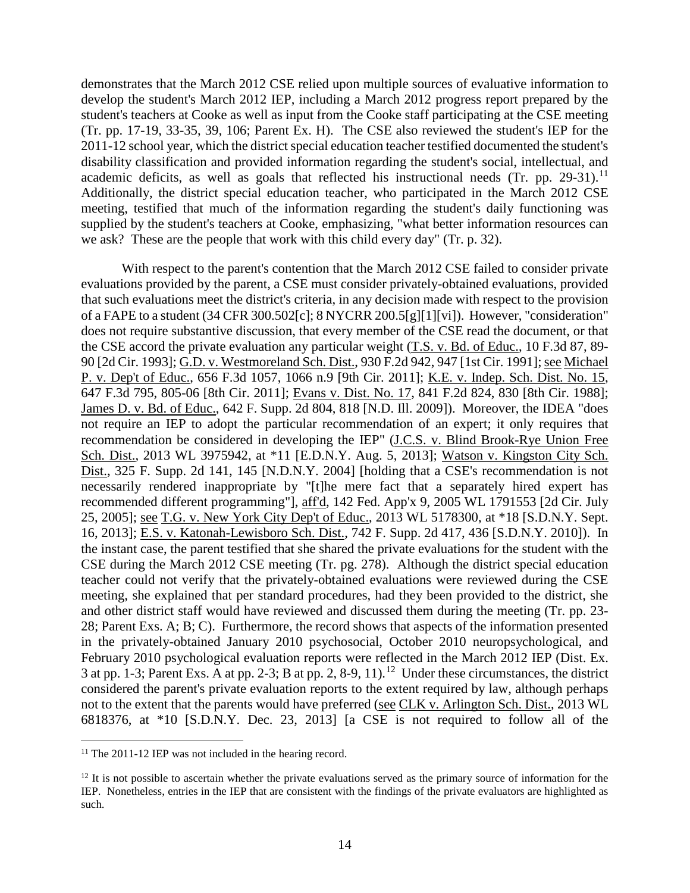demonstrates that the March 2012 CSE relied upon multiple sources of evaluative information to develop the student's March 2012 IEP, including a March 2012 progress report prepared by the student's teachers at Cooke as well as input from the Cooke staff participating at the CSE meeting (Tr. pp. 17-19, 33-35, 39, 106; Parent Ex. H). The CSE also reviewed the student's IEP for the 2011-12 school year, which the district special education teacher testified documented the student's disability classification and provided information regarding the student's social, intellectual, and academic deficits, as well as goals that reflected his instructional needs (Tr. pp. 29-31).[11] Additionally, the district special education teacher, who participated in the March 2012 CSE meeting, testified that much of the information regarding the student's daily functioning was supplied by the student's teachers at Cooke, emphasizing, "what better information resources can we ask? These are the people that work with this child every day" (Tr. p. 32).

With respect to the parent's contention that the March 2012 CSE failed to consider private evaluations provided by the parent, a CSE must consider privately-obtained evaluations, provided that such evaluations meet the district's criteria, in any decision made with respect to the provision of a FAPE to a student (34 CFR 300.502[c]; 8 NYCRR 200.5[g][1][vi]). However, "consideration" does not require substantive discussion, that every member of the CSE read the document, or that the CSE accord the private evaluation any particular weight (T.S. v. Bd. of Educ., 10 F.3d 87, 89-90 [2d Cir. 1993]; G.D. v. Westmoreland Sch. Dist., 930 F.2d 942, 947 [1st Cir. 1991]; see Michael P. v. Dep't of Educ., 656 F.3d 1057, 1066 n.9 [9th Cir. 2011]; K.E. v. Indep. Sch. Dist. No. 15, 647 F.3d 795, 805-06 [8th Cir. 2011]; Evans v. Dist. No. 17, 841 F.2d 824, 830 [8th Cir. 1988]; James D. v. Bd. of Educ., 642 F. Supp. 2d 804, 818 [N.D. Ill. 2009]). Moreover, the IDEA "does not require an IEP to adopt the particular recommendation of an expert; it only requires that recommendation be considered in developing the IEP" (J.C.S. v. Blind Brook-Rye Union Free Sch. Dist., 2013 WL 3975942, at *11 [E.D.N.Y. Aug. 5, 2013]; Watson v. Kingston City Sch. Dist., 325 F. Supp. 2d 141, 145 [N.D.N.Y. 2004] [holding that a CSE's recommendation is not necessarily rendered inappropriate by "[t]he mere fact that a separately hired expert has recommended different programming"], aff'd, 142 Fed. App'x 9, 2005 WL 1791553 [2d Cir. July 25, 2005]; see T.G. v. New York City Dep't of Educ., 2013 WL 5178300, at *18 [S.D.N.Y. Sept. 16, 2013]; E.S. v. Katonah-Lewisboro Sch. Dist., 742 F. Supp. 2d 417, 436 [S.D.N.Y. 2010]). In the instant case, the parent testified that she shared the private evaluations for the student with the CSE during the March 2012 CSE meeting (Tr. pg. 278). Although the district special education teacher could not verify that the privately-obtained evaluations were reviewed during the CSE meeting, she explained that per standard procedures, had they been provided to the district, she and other district staff would have reviewed and discussed them during the meeting (Tr. pp. 23-28; Parent Exs. A; B; C). Furthermore, the record shows that aspects of the information presented in the privately-obtained January 2010 psychosocial, October 2010 neuropsychological, and February 2010 psychological evaluation reports were reflected in the March 2012 IEP (Dist. Ex. 3 at pp. 1-3; Parent Exs. A at pp. 2-3; B at pp. 2, 8-9, 11).[12] Under these circumstances, the district considered the parent's private evaluation reports to the extent required by law, although perhaps not to the extent that the parents would have preferred (see CLK v. Arlington Sch. Dist., 2013 WL 6818376, at *10 [S.D.N.Y. Dec. 23, 2013] [a CSE is not required to follow all of the

[11] The 2011-12 IEP was not included in the hearing record.

[12] It is not possible to ascertain whether the private evaluations served as the primary source of information for the IEP. Nonetheless, entries in the IEP that are consistent with the findings of the private evaluators are highlighted as such.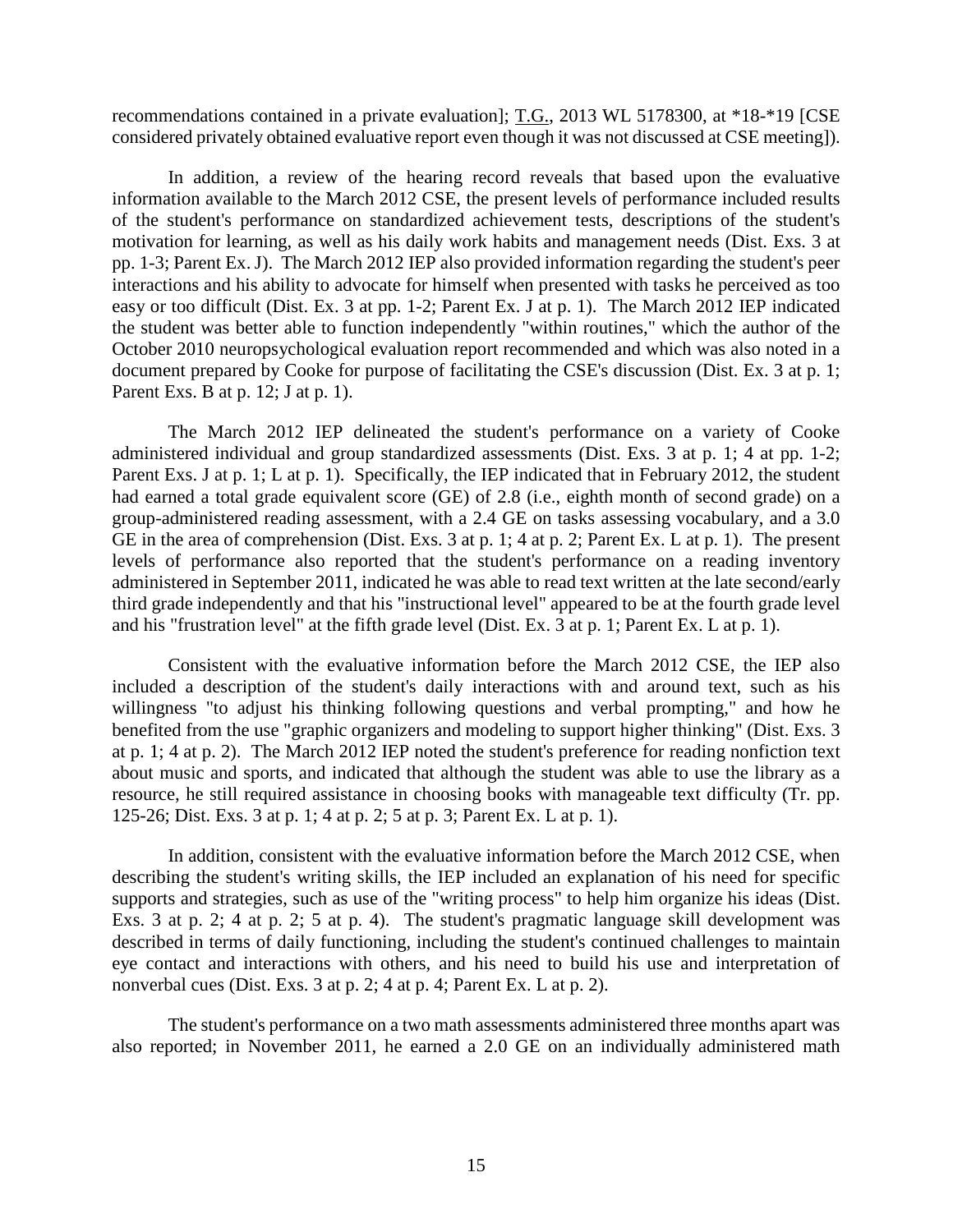recommendations contained in a private evaluation]; T.G., 2013 WL 5178300, at *18-*19 [CSE considered privately obtained evaluative report even though it was not discussed at CSE meeting]).

In addition, a review of the hearing record reveals that based upon the evaluative information available to the March 2012 CSE, the present levels of performance included results of the student's performance on standardized achievement tests, descriptions of the student's motivation for learning, as well as his daily work habits and management needs (Dist. Exs. 3 at pp. 1-3; Parent Ex. J). The March 2012 IEP also provided information regarding the student's peer interactions and his ability to advocate for himself when presented with tasks he perceived as too easy or too difficult (Dist. Ex. 3 at pp. 1-2; Parent Ex. J at p. 1). The March 2012 IEP indicated the student was better able to function independently "within routines," which the author of the October 2010 neuropsychological evaluation report recommended and which was also noted in a document prepared by Cooke for purpose of facilitating the CSE's discussion (Dist. Ex. 3 at p. 1; Parent Exs. B at p. 12; J at p. 1).

The March 2012 IEP delineated the student's performance on a variety of Cooke administered individual and group standardized assessments (Dist. Exs. 3 at p. 1; 4 at pp. 1-2; Parent Exs. J at p. 1; L at p. 1). Specifically, the IEP indicated that in February 2012, the student had earned a total grade equivalent score (GE) of 2.8 (i.e., eighth month of second grade) on a group-administered reading assessment, with a 2.4 GE on tasks assessing vocabulary, and a 3.0 GE in the area of comprehension (Dist. Exs. 3 at p. 1; 4 at p. 2; Parent Ex. L at p. 1). The present levels of performance also reported that the student's performance on a reading inventory administered in September 2011, indicated he was able to read text written at the late second/early third grade independently and that his "instructional level" appeared to be at the fourth grade level and his "frustration level" at the fifth grade level (Dist. Ex. 3 at p. 1; Parent Ex. L at p. 1).

Consistent with the evaluative information before the March 2012 CSE, the IEP also included a description of the student's daily interactions with and around text, such as his willingness "to adjust his thinking following questions and verbal prompting," and how he benefited from the use "graphic organizers and modeling to support higher thinking" (Dist. Exs. 3 at p. 1; 4 at p. 2). The March 2012 IEP noted the student's preference for reading nonfiction text about music and sports, and indicated that although the student was able to use the library as a resource, he still required assistance in choosing books with manageable text difficulty (Tr. pp. 125-26; Dist. Exs. 3 at p. 1; 4 at p. 2; 5 at p. 3; Parent Ex. L at p. 1).

In addition, consistent with the evaluative information before the March 2012 CSE, when describing the student's writing skills, the IEP included an explanation of his need for specific supports and strategies, such as use of the "writing process" to help him organize his ideas (Dist. Exs. 3 at p. 2; 4 at p. 2; 5 at p. 4). The student's pragmatic language skill development was described in terms of daily functioning, including the student's continued challenges to maintain eye contact and interactions with others, and his need to build his use and interpretation of nonverbal cues (Dist. Exs. 3 at p. 2; 4 at p. 4; Parent Ex. L at p. 2).

The student's performance on a two math assessments administered three months apart was also reported; in November 2011, he earned a 2.0 GE on an individually administered math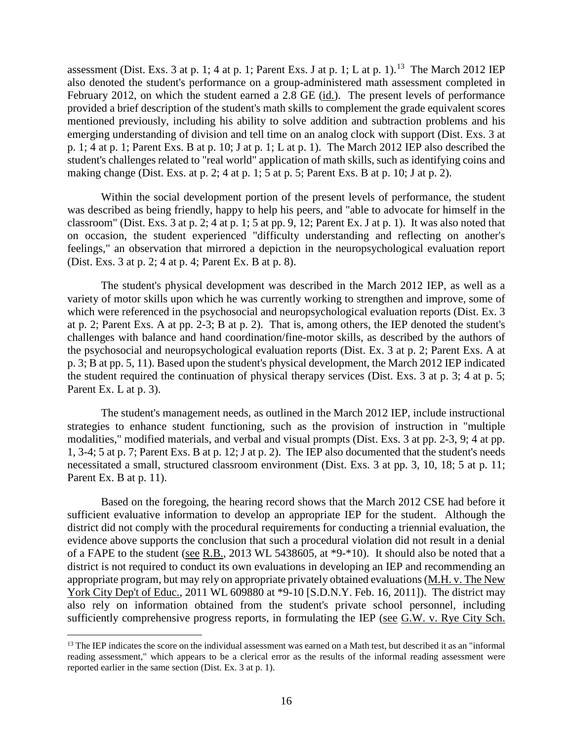assessment (Dist. Exs. 3 at p. 1; 4 at p. 1; Parent Exs. J at p. 1; L at p. 1).[13] The March 2012 IEP also denoted the student's performance on a group-administered math assessment completed in February 2012, on which the student earned a 2.8 GE (id.). The present levels of performance provided a brief description of the student's math skills to complement the grade equivalent scores mentioned previously, including his ability to solve addition and subtraction problems and his emerging understanding of division and tell time on an analog clock with support (Dist. Exs. 3 at p. 1; 4 at p. 1; Parent Exs. B at p. 10; J at p. 1; L at p. 1). The March 2012 IEP also described the student's challenges related to "real world" application of math skills, such as identifying coins and making change (Dist. Exs. at p. 2; 4 at p. 1; 5 at p. 5; Parent Exs. B at p. 10; J at p. 2).

Within the social development portion of the present levels of performance, the student was described as being friendly, happy to help his peers, and "able to advocate for himself in the classroom" (Dist. Exs. 3 at p. 2; 4 at p. 1; 5 at pp. 9, 12; Parent Ex. J at p. 1). It was also noted that on occasion, the student experienced "difficulty understanding and reflecting on another's feelings," an observation that mirrored a depiction in the neuropsychological evaluation report (Dist. Exs. 3 at p. 2; 4 at p. 4; Parent Ex. B at p. 8).

The student's physical development was described in the March 2012 IEP, as well as a variety of motor skills upon which he was currently working to strengthen and improve, some of which were referenced in the psychosocial and neuropsychological evaluation reports (Dist. Ex. 3 at p. 2; Parent Exs. A at pp. 2-3; B at p. 2). That is, among others, the IEP denoted the student's challenges with balance and hand coordination/fine-motor skills, as described by the authors of the psychosocial and neuropsychological evaluation reports (Dist. Ex. 3 at p. 2; Parent Exs. A at p. 3; B at pp. 5, 11). Based upon the student's physical development, the March 2012 IEP indicated the student required the continuation of physical therapy services (Dist. Exs. 3 at p. 3; 4 at p. 5; Parent Ex. L at p. 3).

The student's management needs, as outlined in the March 2012 IEP, include instructional strategies to enhance student functioning, such as the provision of instruction in "multiple modalities," modified materials, and verbal and visual prompts (Dist. Exs. 3 at pp. 2-3, 9; 4 at pp. 1, 3-4; 5 at p. 7; Parent Exs. B at p. 12; J at p. 2). The IEP also documented that the student's needs necessitated a small, structured classroom environment (Dist. Exs. 3 at pp. 3, 10, 18; 5 at p. 11; Parent Ex. B at p. 11).

Based on the foregoing, the hearing record shows that the March 2012 CSE had before it sufficient evaluative information to develop an appropriate IEP for the student. Although the district did not comply with the procedural requirements for conducting a triennial evaluation, the evidence above supports the conclusion that such a procedural violation did not result in a denial of a FAPE to the student (see R.B., 2013 WL 5438605, at *9-*10). It should also be noted that a district is not required to conduct its own evaluations in developing an IEP and recommending an appropriate program, but may rely on appropriate privately obtained evaluations (M.H. v. The New York City Dep't of Educ., 2011 WL 609880 at *9-10 [S.D.N.Y. Feb. 16, 2011]). The district may also rely on information obtained from the student's private school personnel, including sufficiently comprehensive progress reports, in formulating the IEP (see G.W. v. Rye City Sch.

[13] The IEP indicates the score on the individual assessment was earned on a Math test, but described it as an "informal reading assessment," which appears to be a clerical error as the results of the informal reading assessment were reported earlier in the same section (Dist. Ex. 3 at p. 1).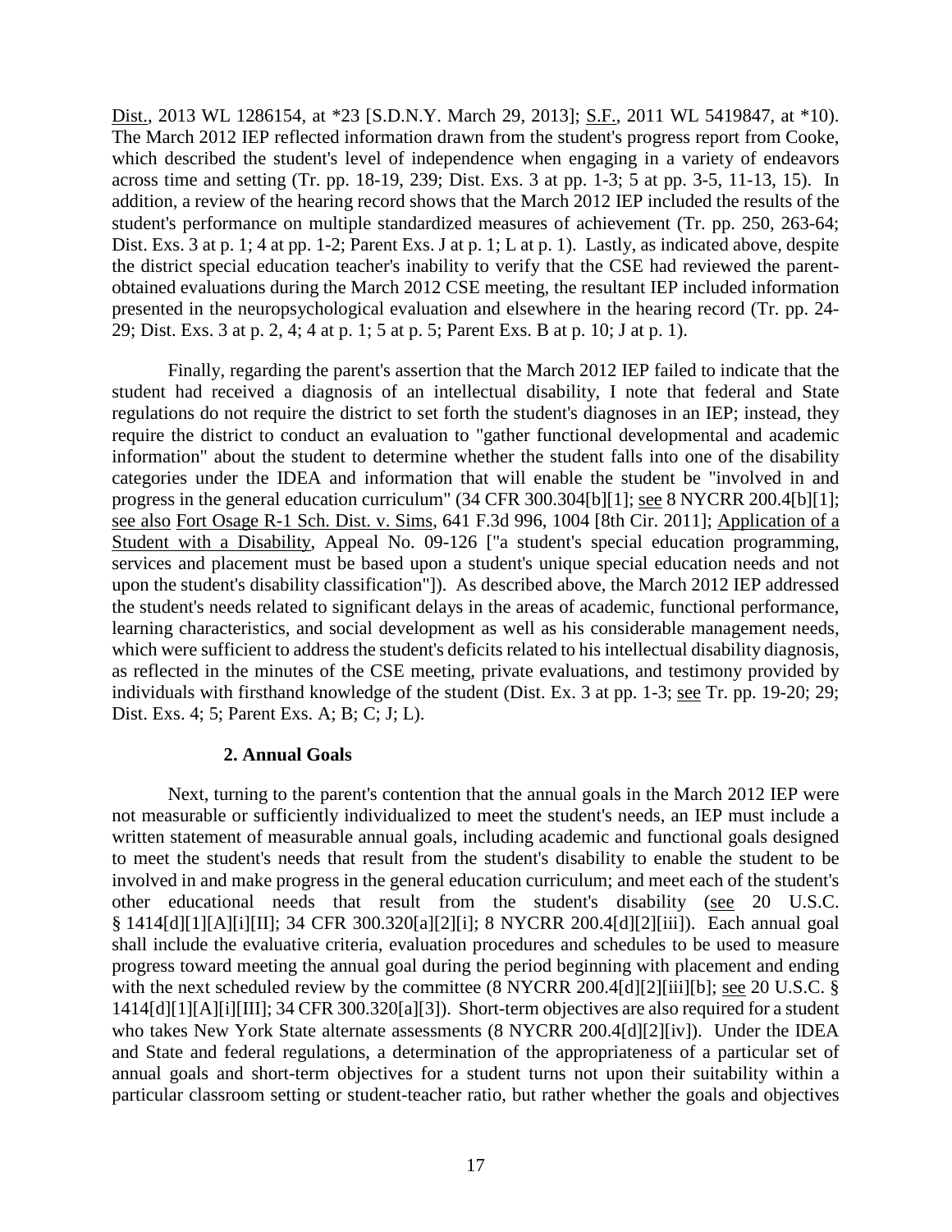Dist., 2013 WL 1286154, at *23 [S.D.N.Y. March 29, 2013]; S.F., 2011 WL 5419847, at *10). The March 2012 IEP reflected information drawn from the student's progress report from Cooke, which described the student's level of independence when engaging in a variety of endeavors across time and setting (Tr. pp. 18-19, 239; Dist. Exs. 3 at pp. 1-3; 5 at pp. 3-5, 11-13, 15). In addition, a review of the hearing record shows that the March 2012 IEP included the results of the student's performance on multiple standardized measures of achievement (Tr. pp. 250, 263-64; Dist. Exs. 3 at p. 1; 4 at pp. 1-2; Parent Exs. J at p. 1; L at p. 1). Lastly, as indicated above, despite the district special education teacher's inability to verify that the CSE had reviewed the parent-obtained evaluations during the March 2012 CSE meeting, the resultant IEP included information presented in the neuropsychological evaluation and elsewhere in the hearing record (Tr. pp. 24-29; Dist. Exs. 3 at p. 2, 4; 4 at p. 1; 5 at p. 5; Parent Exs. B at p. 10; J at p. 1).

Finally, regarding the parent's assertion that the March 2012 IEP failed to indicate that the student had received a diagnosis of an intellectual disability, I note that federal and State regulations do not require the district to set forth the student's diagnoses in an IEP; instead, they require the district to conduct an evaluation to "gather functional developmental and academic information" about the student to determine whether the student falls into one of the disability categories under the IDEA and information that will enable the student be "involved in and progress in the general education curriculum" (34 CFR 300.304[b][1]; see 8 NYCRR 200.4[b][1]; see also Fort Osage R-1 Sch. Dist. v. Sims, 641 F.3d 996, 1004 [8th Cir. 2011]; Application of a Student with a Disability, Appeal No. 09-126 ["a student's special education programming, services and placement must be based upon a student's unique special education needs and not upon the student's disability classification"]). As described above, the March 2012 IEP addressed the student's needs related to significant delays in the areas of academic, functional performance, learning characteristics, and social development as well as his considerable management needs, which were sufficient to address the student's deficits related to his intellectual disability diagnosis, as reflected in the minutes of the CSE meeting, private evaluations, and testimony provided by individuals with firsthand knowledge of the student (Dist. Ex. 3 at pp. 1-3; see Tr. pp. 19-20; 29; Dist. Exs. 4; 5; Parent Exs. A; B; C; J; L).

**2. Annual Goals**

Next, turning to the parent's contention that the annual goals in the March 2012 IEP were not measurable or sufficiently individualized to meet the student's needs, an IEP must include a written statement of measurable annual goals, including academic and functional goals designed to meet the student's needs that result from the student's disability to enable the student to be involved in and make progress in the general education curriculum; and meet each of the student's other educational needs that result from the student's disability (see 20 U.S.C. § 1414[d][1][A][i][II]; 34 CFR 300.320[a][2][i]; 8 NYCRR 200.4[d][2][iii]). Each annual goal shall include the evaluative criteria, evaluation procedures and schedules to be used to measure progress toward meeting the annual goal during the period beginning with placement and ending with the next scheduled review by the committee (8 NYCRR 200.4[d][2][iii][b]; see 20 U.S.C. § 1414[d][1][A][i][III]; 34 CFR 300.320[a][3]). Short-term objectives are also required for a student who takes New York State alternate assessments (8 NYCRR 200.4[d][2][iv]). Under the IDEA and State and federal regulations, a determination of the appropriateness of a particular set of annual goals and short-term objectives for a student turns not upon their suitability within a particular classroom setting or student-teacher ratio, but rather whether the goals and objectives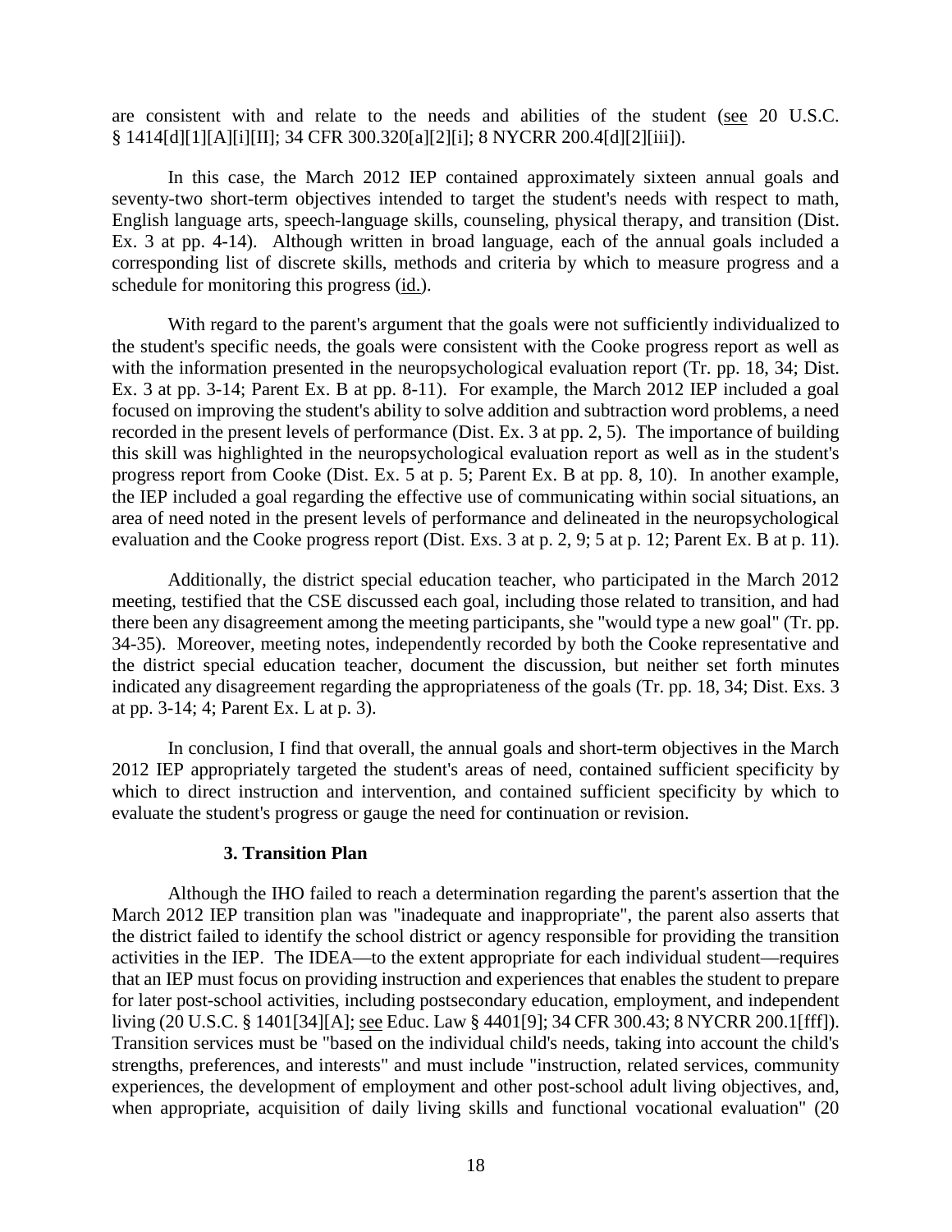are consistent with and relate to the needs and abilities of the student (see 20 U.S.C. § 1414[d][1][A][i][II]; 34 CFR 300.320[a][2][i]; 8 NYCRR 200.4[d][2][iii]).

In this case, the March 2012 IEP contained approximately sixteen annual goals and seventy-two short-term objectives intended to target the student's needs with respect to math, English language arts, speech-language skills, counseling, physical therapy, and transition (Dist. Ex. 3 at pp. 4-14). Although written in broad language, each of the annual goals included a corresponding list of discrete skills, methods and criteria by which to measure progress and a schedule for monitoring this progress (id.).

With regard to the parent's argument that the goals were not sufficiently individualized to the student's specific needs, the goals were consistent with the Cooke progress report as well as with the information presented in the neuropsychological evaluation report (Tr. pp. 18, 34; Dist. Ex. 3 at pp. 3-14; Parent Ex. B at pp. 8-11). For example, the March 2012 IEP included a goal focused on improving the student's ability to solve addition and subtraction word problems, a need recorded in the present levels of performance (Dist. Ex. 3 at pp. 2, 5). The importance of building this skill was highlighted in the neuropsychological evaluation report as well as in the student's progress report from Cooke (Dist. Ex. 5 at p. 5; Parent Ex. B at pp. 8, 10). In another example, the IEP included a goal regarding the effective use of communicating within social situations, an area of need noted in the present levels of performance and delineated in the neuropsychological evaluation and the Cooke progress report (Dist. Exs. 3 at p. 2, 9; 5 at p. 12; Parent Ex. B at p. 11).

Additionally, the district special education teacher, who participated in the March 2012 meeting, testified that the CSE discussed each goal, including those related to transition, and had there been any disagreement among the meeting participants, she "would type a new goal" (Tr. pp. 34-35). Moreover, meeting notes, independently recorded by both the Cooke representative and the district special education teacher, document the discussion, but neither set forth minutes indicated any disagreement regarding the appropriateness of the goals (Tr. pp. 18, 34; Dist. Exs. 3 at pp. 3-14; 4; Parent Ex. L at p. 3).

In conclusion, I find that overall, the annual goals and short-term objectives in the March 2012 IEP appropriately targeted the student's areas of need, contained sufficient specificity by which to direct instruction and intervention, and contained sufficient specificity by which to evaluate the student's progress or gauge the need for continuation or revision.

### 3. Transition Plan

Although the IHO failed to reach a determination regarding the parent's assertion that the March 2012 IEP transition plan was "inadequate and inappropriate", the parent also asserts that the district failed to identify the school district or agency responsible for providing the transition activities in the IEP. The IDEA—to the extent appropriate for each individual student—requires that an IEP must focus on providing instruction and experiences that enables the student to prepare for later post-school activities, including postsecondary education, employment, and independent living (20 U.S.C. § 1401[34][A]; see Educ. Law § 4401[9]; 34 CFR 300.43; 8 NYCRR 200.1[fff]). Transition services must be "based on the individual child's needs, taking into account the child's strengths, preferences, and interests" and must include "instruction, related services, community experiences, the development of employment and other post-school adult living objectives, and, when appropriate, acquisition of daily living skills and functional vocational evaluation" (20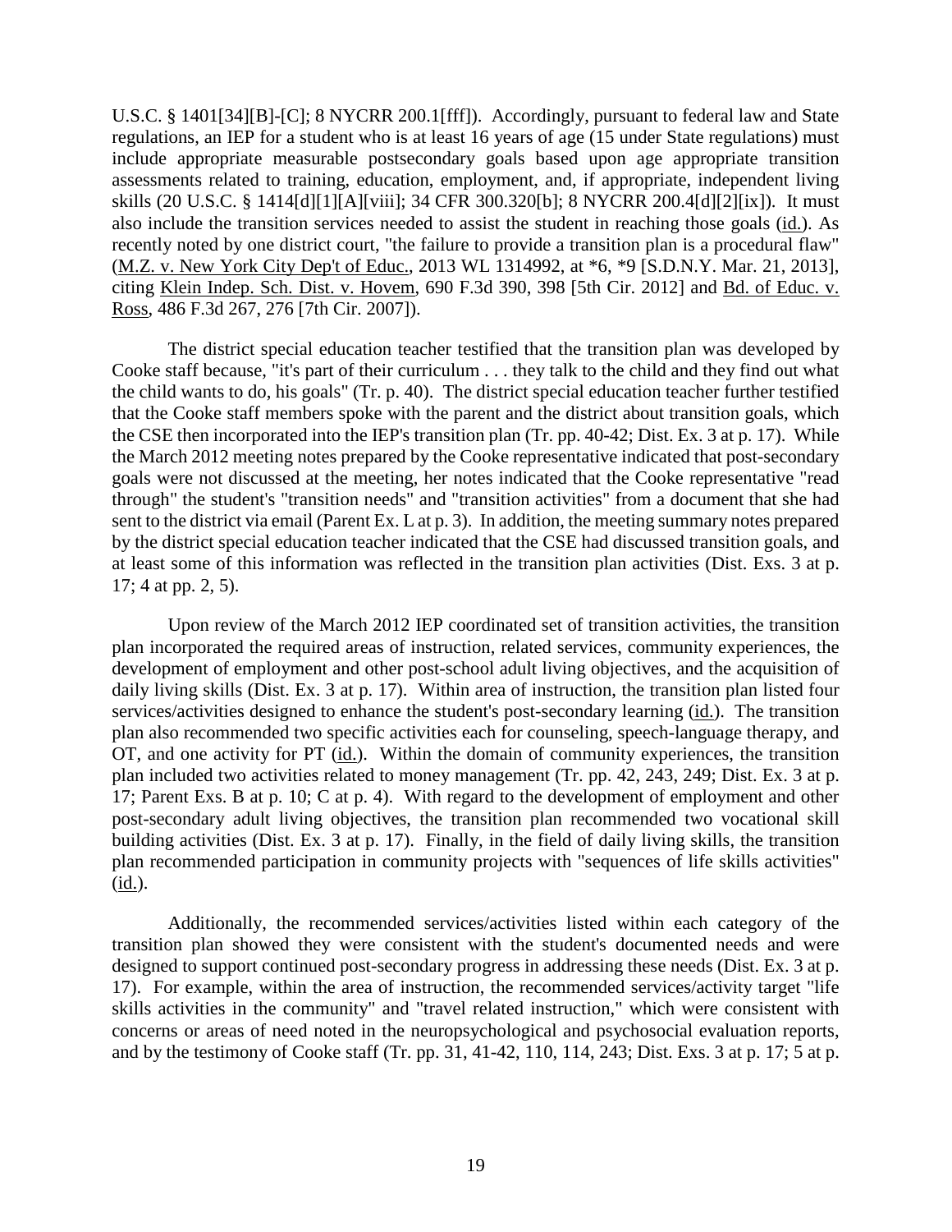U.S.C. § 1401[34][B]-[C]; 8 NYCRR 200.1[fff]). Accordingly, pursuant to federal law and State regulations, an IEP for a student who is at least 16 years of age (15 under State regulations) must include appropriate measurable postsecondary goals based upon age appropriate transition assessments related to training, education, employment, and, if appropriate, independent living skills (20 U.S.C. § 1414[d][1][A][viii]; 34 CFR 300.320[b]; 8 NYCRR 200.4[d][2][ix]). It must also include the transition services needed to assist the student in reaching those goals (id.). As recently noted by one district court, "the failure to provide a transition plan is a procedural flaw" (M.Z. v. New York City Dep't of Educ., 2013 WL 1314992, at *6, *9 [S.D.N.Y. Mar. 21, 2013], citing Klein Indep. Sch. Dist. v. Hovem, 690 F.3d 390, 398 [5th Cir. 2012] and Bd. of Educ. v. Ross, 486 F.3d 267, 276 [7th Cir. 2007]).

The district special education teacher testified that the transition plan was developed by Cooke staff because, "it's part of their curriculum . . . they talk to the child and they find out what the child wants to do, his goals" (Tr. p. 40). The district special education teacher further testified that the Cooke staff members spoke with the parent and the district about transition goals, which the CSE then incorporated into the IEP's transition plan (Tr. pp. 40-42; Dist. Ex. 3 at p. 17). While the March 2012 meeting notes prepared by the Cooke representative indicated that post-secondary goals were not discussed at the meeting, her notes indicated that the Cooke representative "read through" the student's "transition needs" and "transition activities" from a document that she had sent to the district via email (Parent Ex. L at p. 3). In addition, the meeting summary notes prepared by the district special education teacher indicated that the CSE had discussed transition goals, and at least some of this information was reflected in the transition plan activities (Dist. Exs. 3 at p. 17; 4 at pp. 2, 5).

Upon review of the March 2012 IEP coordinated set of transition activities, the transition plan incorporated the required areas of instruction, related services, community experiences, the development of employment and other post-school adult living objectives, and the acquisition of daily living skills (Dist. Ex. 3 at p. 17). Within area of instruction, the transition plan listed four services/activities designed to enhance the student's post-secondary learning (id.). The transition plan also recommended two specific activities each for counseling, speech-language therapy, and OT, and one activity for PT (id.). Within the domain of community experiences, the transition plan included two activities related to money management (Tr. pp. 42, 243, 249; Dist. Ex. 3 at p. 17; Parent Exs. B at p. 10; C at p. 4). With regard to the development of employment and other post-secondary adult living objectives, the transition plan recommended two vocational skill building activities (Dist. Ex. 3 at p. 17). Finally, in the field of daily living skills, the transition plan recommended participation in community projects with "sequences of life skills activities" (id.).

Additionally, the recommended services/activities listed within each category of the transition plan showed they were consistent with the student's documented needs and were designed to support continued post-secondary progress in addressing these needs (Dist. Ex. 3 at p. 17). For example, within the area of instruction, the recommended services/activity target "life skills activities in the community" and "travel related instruction," which were consistent with concerns or areas of need noted in the neuropsychological and psychosocial evaluation reports, and by the testimony of Cooke staff (Tr. pp. 31, 41-42, 110, 114, 243; Dist. Exs. 3 at p. 17; 5 at p.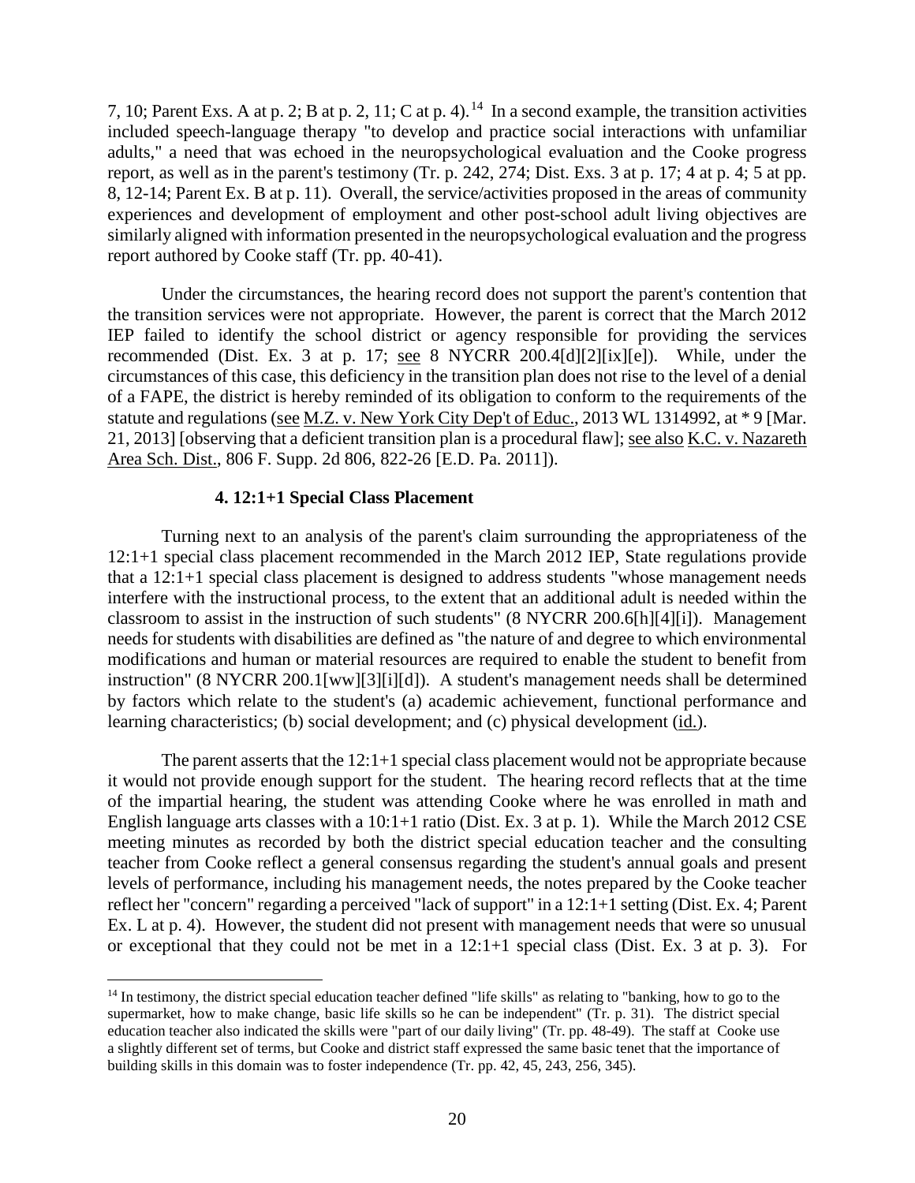7, 10; Parent Exs. A at p. 2; B at p. 2, 11; C at p. 4).[14] In a second example, the transition activities included speech-language therapy "to develop and practice social interactions with unfamiliar adults," a need that was echoed in the neuropsychological evaluation and the Cooke progress report, as well as in the parent's testimony (Tr. p. 242, 274; Dist. Exs. 3 at p. 17; 4 at p. 4; 5 at pp. 8, 12-14; Parent Ex. B at p. 11). Overall, the service/activities proposed in the areas of community experiences and development of employment and other post-school adult living objectives are similarly aligned with information presented in the neuropsychological evaluation and the progress report authored by Cooke staff (Tr. pp. 40-41).

Under the circumstances, the hearing record does not support the parent's contention that the transition services were not appropriate. However, the parent is correct that the March 2012 IEP failed to identify the school district or agency responsible for providing the services recommended (Dist. Ex. 3 at p. 17; see 8 NYCRR 200.4[d][2][ix][e]). While, under the circumstances of this case, this deficiency in the transition plan does not rise to the level of a denial of a FAPE, the district is hereby reminded of its obligation to conform to the requirements of the statute and regulations (see M.Z. v. New York City Dep't of Educ., 2013 WL 1314992, at * 9 [Mar. 21, 2013] [observing that a deficient transition plan is a procedural flaw]; see also K.C. v. Nazareth Area Sch. Dist., 806 F. Supp. 2d 806, 822-26 [E.D. Pa. 2011]).

#### 4. 12:1+1 Special Class Placement

Turning next to an analysis of the parent's claim surrounding the appropriateness of the 12:1+1 special class placement recommended in the March 2012 IEP, State regulations provide that a 12:1+1 special class placement is designed to address students "whose management needs interfere with the instructional process, to the extent that an additional adult is needed within the classroom to assist in the instruction of such students" (8 NYCRR 200.6[h][4][i]). Management needs for students with disabilities are defined as "the nature of and degree to which environmental modifications and human or material resources are required to enable the student to benefit from instruction" (8 NYCRR 200.1[ww][3][i][d]). A student's management needs shall be determined by factors which relate to the student's (a) academic achievement, functional performance and learning characteristics; (b) social development; and (c) physical development (id.).

The parent asserts that the 12:1+1 special class placement would not be appropriate because it would not provide enough support for the student. The hearing record reflects that at the time of the impartial hearing, the student was attending Cooke where he was enrolled in math and English language arts classes with a 10:1+1 ratio (Dist. Ex. 3 at p. 1). While the March 2012 CSE meeting minutes as recorded by both the district special education teacher and the consulting teacher from Cooke reflect a general consensus regarding the student's annual goals and present levels of performance, including his management needs, the notes prepared by the Cooke teacher reflect her "concern" regarding a perceived "lack of support" in a 12:1+1 setting (Dist. Ex. 4; Parent Ex. L at p. 4). However, the student did not present with management needs that were so unusual or exceptional that they could not be met in a 12:1+1 special class (Dist. Ex. 3 at p. 3). For

---

[14] In testimony, the district special education teacher defined "life skills" as relating to "banking, how to go to the supermarket, how to make change, basic life skills so he can be independent" (Tr. p. 31). The district special education teacher also indicated the skills were "part of our daily living" (Tr. pp. 48-49). The staff at Cooke use a slightly different set of terms, but Cooke and district staff expressed the same basic tenet that the importance of building skills in this domain was to foster independence (Tr. pp. 42, 45, 243, 256, 345).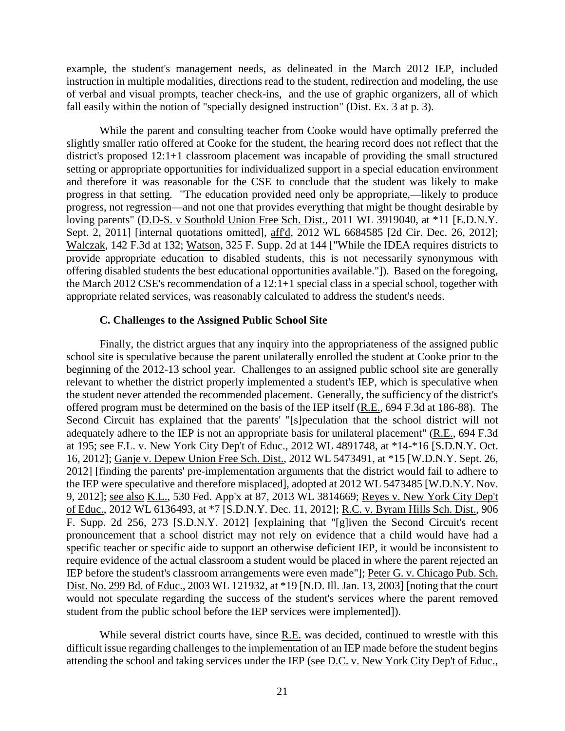example, the student's management needs, as delineated in the March 2012 IEP, included instruction in multiple modalities, directions read to the student, redirection and modeling, the use of verbal and visual prompts, teacher check-ins, and the use of graphic organizers, all of which fall easily within the notion of "specially designed instruction" (Dist. Ex. 3 at p. 3).

While the parent and consulting teacher from Cooke would have optimally preferred the slightly smaller ratio offered at Cooke for the student, the hearing record does not reflect that the district's proposed 12:1+1 classroom placement was incapable of providing the small structured setting or appropriate opportunities for individualized support in a special education environment and therefore it was reasonable for the CSE to conclude that the student was likely to make progress in that setting. "The education provided need only be appropriate,—likely to produce progress, not regression—and not one that provides everything that might be thought desirable by loving parents" (D.D-S. v Southold Union Free Sch. Dist., 2011 WL 3919040, at *11 [E.D.N.Y. Sept. 2, 2011] [internal quotations omitted], aff'd, 2012 WL 6684585 [2d Cir. Dec. 26, 2012]; Walczak, 142 F.3d at 132; Watson, 325 F. Supp. 2d at 144 ["While the IDEA requires districts to provide appropriate education to disabled students, this is not necessarily synonymous with offering disabled students the best educational opportunities available."]). Based on the foregoing, the March 2012 CSE's recommendation of a 12:1+1 special class in a special school, together with appropriate related services, was reasonably calculated to address the student's needs.

### C. Challenges to the Assigned Public School Site

Finally, the district argues that any inquiry into the appropriateness of the assigned public school site is speculative because the parent unilaterally enrolled the student at Cooke prior to the beginning of the 2012-13 school year. Challenges to an assigned public school site are generally relevant to whether the district properly implemented a student's IEP, which is speculative when the student never attended the recommended placement. Generally, the sufficiency of the district's offered program must be determined on the basis of the IEP itself (R.E., 694 F.3d at 186-88). The Second Circuit has explained that the parents' "[s]peculation that the school district will not adequately adhere to the IEP is not an appropriate basis for unilateral placement" (R.E., 694 F.3d at 195; see F.L. v. New York City Dep't of Educ., 2012 WL 4891748, at *14-*16 [S.D.N.Y. Oct. 16, 2012]; Ganje v. Depew Union Free Sch. Dist., 2012 WL 5473491, at *15 [W.D.N.Y. Sept. 26, 2012] [finding the parents' pre-implementation arguments that the district would fail to adhere to the IEP were speculative and therefore misplaced], adopted at 2012 WL 5473485 [W.D.N.Y. Nov. 9, 2012]; see also K.L., 530 Fed. App'x at 87, 2013 WL 3814669; Reyes v. New York City Dep't of Educ., 2012 WL 6136493, at *7 [S.D.N.Y. Dec. 11, 2012]; R.C. v. Byram Hills Sch. Dist., 906 F. Supp. 2d 256, 273 [S.D.N.Y. 2012] [explaining that "[g]iven the Second Circuit's recent pronouncement that a school district may not rely on evidence that a child would have had a specific teacher or specific aide to support an otherwise deficient IEP, it would be inconsistent to require evidence of the actual classroom a student would be placed in where the parent rejected an IEP before the student's classroom arrangements were even made"]; Peter G. v. Chicago Pub. Sch. Dist. No. 299 Bd. of Educ., 2003 WL 121932, at *19 [N.D. Ill. Jan. 13, 2003] [noting that the court would not speculate regarding the success of the student's services where the parent removed student from the public school before the IEP services were implemented]).

While several district courts have, since R.E. was decided, continued to wrestle with this difficult issue regarding challenges to the implementation of an IEP made before the student begins attending the school and taking services under the IEP (see D.C. v. New York City Dep't of Educ.,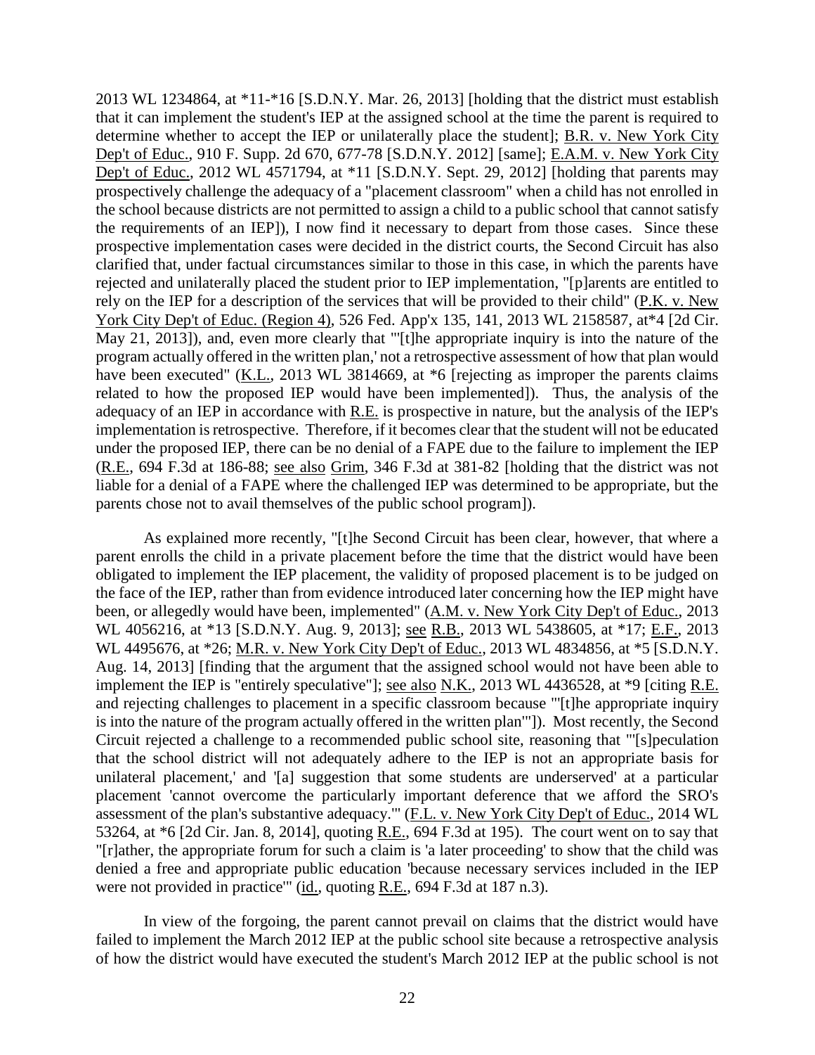2013 WL 1234864, at *11-*16 [S.D.N.Y. Mar. 26, 2013] [holding that the district must establish that it can implement the student's IEP at the assigned school at the time the parent is required to determine whether to accept the IEP or unilaterally place the student]; B.R. v. New York City Dep't of Educ., 910 F. Supp. 2d 670, 677-78 [S.D.N.Y. 2012] [same]; E.A.M. v. New York City Dep't of Educ., 2012 WL 4571794, at *11 [S.D.N.Y. Sept. 29, 2012] [holding that parents may prospectively challenge the adequacy of a "placement classroom" when a child has not enrolled in the school because districts are not permitted to assign a child to a public school that cannot satisfy the requirements of an IEP]), I now find it necessary to depart from those cases. Since these prospective implementation cases were decided in the district courts, the Second Circuit has also clarified that, under factual circumstances similar to those in this case, in which the parents have rejected and unilaterally placed the student prior to IEP implementation, "[p]arents are entitled to rely on the IEP for a description of the services that will be provided to their child" (P.K. v. New York City Dep't of Educ. (Region 4), 526 Fed. App'x 135, 141, 2013 WL 2158587, at*4 [2d Cir. May 21, 2013]), and, even more clearly that "'[t]he appropriate inquiry is into the nature of the program actually offered in the written plan,' not a retrospective assessment of how that plan would have been executed" (K.L., 2013 WL 3814669, at *6 [rejecting as improper the parents claims related to how the proposed IEP would have been implemented]). Thus, the analysis of the adequacy of an IEP in accordance with R.E. is prospective in nature, but the analysis of the IEP's implementation is retrospective. Therefore, if it becomes clear that the student will not be educated under the proposed IEP, there can be no denial of a FAPE due to the failure to implement the IEP (R.E., 694 F.3d at 186-88; see also Grim, 346 F.3d at 381-82 [holding that the district was not liable for a denial of a FAPE where the challenged IEP was determined to be appropriate, but the parents chose not to avail themselves of the public school program]).

As explained more recently, "[t]he Second Circuit has been clear, however, that where a parent enrolls the child in a private placement before the time that the district would have been obligated to implement the IEP placement, the validity of proposed placement is to be judged on the face of the IEP, rather than from evidence introduced later concerning how the IEP might have been, or allegedly would have been, implemented" (A.M. v. New York City Dep't of Educ., 2013 WL 4056216, at *13 [S.D.N.Y. Aug. 9, 2013]; see R.B., 2013 WL 5438605, at *17; E.F., 2013 WL 4495676, at *26; M.R. v. New York City Dep't of Educ., 2013 WL 4834856, at *5 [S.D.N.Y. Aug. 14, 2013] [finding that the argument that the assigned school would not have been able to implement the IEP is "entirely speculative"]; see also N.K., 2013 WL 4436528, at *9 [citing R.E. and rejecting challenges to placement in a specific classroom because "'[t]he appropriate inquiry is into the nature of the program actually offered in the written plan'"]). Most recently, the Second Circuit rejected a challenge to a recommended public school site, reasoning that "'[s]peculation that the school district will not adequately adhere to the IEP is not an appropriate basis for unilateral placement,' and '[a] suggestion that some students are underserved' at a particular placement 'cannot overcome the particularly important deference that we afford the SRO's assessment of the plan's substantive adequacy.'" (F.L. v. New York City Dep't of Educ., 2014 WL 53264, at *6 [2d Cir. Jan. 8, 2014], quoting R.E., 694 F.3d at 195). The court went on to say that "[r]ather, the appropriate forum for such a claim is 'a later proceeding' to show that the child was denied a free and appropriate public education 'because necessary services included in the IEP were not provided in practice'" (id., quoting R.E., 694 F.3d at 187 n.3).

In view of the forgoing, the parent cannot prevail on claims that the district would have failed to implement the March 2012 IEP at the public school site because a retrospective analysis of how the district would have executed the student's March 2012 IEP at the public school is not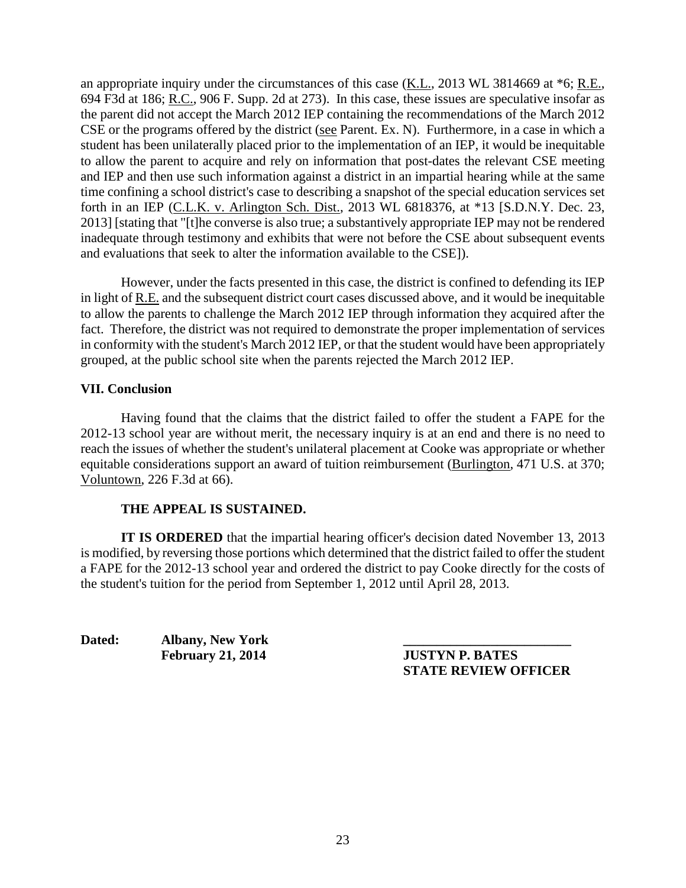an appropriate inquiry under the circumstances of this case (K.L., 2013 WL 3814669 at *6; R.E., 694 F3d at 186; R.C., 906 F. Supp. 2d at 273). In this case, these issues are speculative insofar as the parent did not accept the March 2012 IEP containing the recommendations of the March 2012 CSE or the programs offered by the district (see Parent. Ex. N). Furthermore, in a case in which a student has been unilaterally placed prior to the implementation of an IEP, it would be inequitable to allow the parent to acquire and rely on information that post-dates the relevant CSE meeting and IEP and then use such information against a district in an impartial hearing while at the same time confining a school district's case to describing a snapshot of the special education services set forth in an IEP (C.L.K. v. Arlington Sch. Dist., 2013 WL 6818376, at *13 [S.D.N.Y. Dec. 23, 2013] [stating that "[t]he converse is also true; a substantively appropriate IEP may not be rendered inadequate through testimony and exhibits that were not before the CSE about subsequent events and evaluations that seek to alter the information available to the CSE]).

However, under the facts presented in this case, the district is confined to defending its IEP in light of R.E. and the subsequent district court cases discussed above, and it would be inequitable to allow the parents to challenge the March 2012 IEP through information they acquired after the fact. Therefore, the district was not required to demonstrate the proper implementation of services in conformity with the student's March 2012 IEP, or that the student would have been appropriately grouped, at the public school site when the parents rejected the March 2012 IEP.

## VII. Conclusion

Having found that the claims that the district failed to offer the student a FAPE for the 2012-13 school year are without merit, the necessary inquiry is at an end and there is no need to reach the issues of whether the student's unilateral placement at Cooke was appropriate or whether equitable considerations support an award of tuition reimbursement (Burlington, 471 U.S. at 370; Voluntown, 226 F.3d at 66).

**THE APPEAL IS SUSTAINED.**

**IT IS ORDERED** that the impartial hearing officer's decision dated November 13, 2013 is modified, by reversing those portions which determined that the district failed to offer the student a FAPE for the 2012-13 school year and ordered the district to pay Cooke directly for the costs of the student's tuition for the period from September 1, 2012 until April 28, 2013.

**Dated: Albany, New York**
**February 21, 2014**

**JUSTYN P. BATES**
**STATE REVIEW OFFICER**